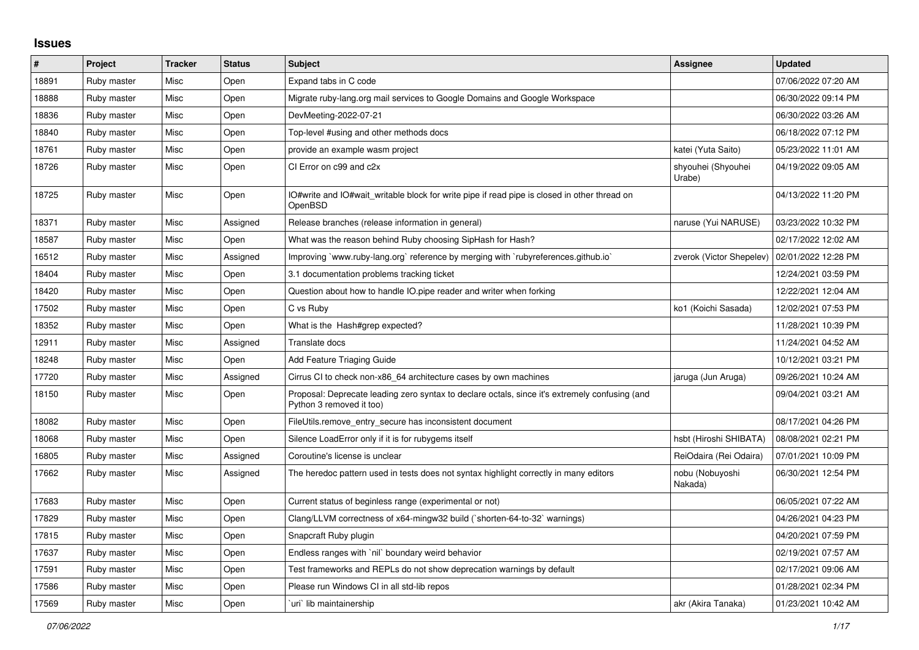## Issues

| # | Project | Tracker | Status | Subject | Assignee | Updated |
|---|---|---|---|---|---|---|
| 18891 | Ruby master | Misc | Open | Expand tabs in C code | | 07/06/2022 07:20 AM |
| 18888 | Ruby master | Misc | Open | Migrate ruby-lang.org mail services to Google Domains and Google Workspace | | 06/30/2022 09:14 PM |
| 18836 | Ruby master | Misc | Open | DevMeeting-2022-07-21 | | 06/30/2022 03:26 AM |
| 18840 | Ruby master | Misc | Open | Top-level #using and other methods docs | | 06/18/2022 07:12 PM |
| 18761 | Ruby master | Misc | Open | provide an example wasm project | katei (Yuta Saito) | 05/23/2022 11:01 AM |
| 18726 | Ruby master | Misc | Open | CI Error on c99 and c2x | shyouhei (Shyouhei Urabe) | 04/19/2022 09:05 AM |
| 18725 | Ruby master | Misc | Open | IO#write and IO#wait_writable block for write pipe if read pipe is closed in other thread on OpenBSD | | 04/13/2022 11:20 PM |
| 18371 | Ruby master | Misc | Assigned | Release branches (release information in general) | naruse (Yui NARUSE) | 03/23/2022 10:32 PM |
| 18587 | Ruby master | Misc | Open | What was the reason behind Ruby choosing SipHash for Hash? | | 02/17/2022 12:02 AM |
| 16512 | Ruby master | Misc | Assigned | Improving `www.ruby-lang.org` reference by merging with `rubyreferences.github.io` | zverok (Victor Shepelev) | 02/01/2022 12:28 PM |
| 18404 | Ruby master | Misc | Open | 3.1 documentation problems tracking ticket | | 12/24/2021 03:59 PM |
| 18420 | Ruby master | Misc | Open | Question about how to handle IO.pipe reader and writer when forking | | 12/22/2021 12:04 AM |
| 17502 | Ruby master | Misc | Open | C vs Ruby | ko1 (Koichi Sasada) | 12/02/2021 07:53 PM |
| 18352 | Ruby master | Misc | Open | What is the Hash#grep expected? | | 11/28/2021 10:39 PM |
| 12911 | Ruby master | Misc | Assigned | Translate docs | | 11/24/2021 04:52 AM |
| 18248 | Ruby master | Misc | Open | Add Feature Triaging Guide | | 10/12/2021 03:21 PM |
| 17720 | Ruby master | Misc | Assigned | Cirrus CI to check non-x86_64 architecture cases by own machines | jaruga (Jun Aruga) | 09/26/2021 10:24 AM |
| 18150 | Ruby master | Misc | Open | Proposal: Deprecate leading zero syntax to declare octals, since it's extremely confusing (and Python 3 removed it too) | | 09/04/2021 03:21 AM |
| 18082 | Ruby master | Misc | Open | FileUtils.remove_entry_secure has inconsistent document | | 08/17/2021 04:26 PM |
| 18068 | Ruby master | Misc | Open | Silence LoadError only if it is for rubygems itself | hsbt (Hiroshi SHIBATA) | 08/08/2021 02:21 PM |
| 16805 | Ruby master | Misc | Assigned | Coroutine's license is unclear | ReiOdaira (Rei Odaira) | 07/01/2021 10:09 PM |
| 17662 | Ruby master | Misc | Assigned | The heredoc pattern used in tests does not syntax highlight correctly in many editors | nobu (Nobuyoshi Nakada) | 06/30/2021 12:54 PM |
| 17683 | Ruby master | Misc | Open | Current status of beginless range (experimental or not) | | 06/05/2021 07:22 AM |
| 17829 | Ruby master | Misc | Open | Clang/LLVM correctness of x64-mingw32 build (`shorten-64-to-32` warnings) | | 04/26/2021 04:23 PM |
| 17815 | Ruby master | Misc | Open | Snapcraft Ruby plugin | | 04/20/2021 07:59 PM |
| 17637 | Ruby master | Misc | Open | Endless ranges with `nil` boundary weird behavior | | 02/19/2021 07:57 AM |
| 17591 | Ruby master | Misc | Open | Test frameworks and REPLs do not show deprecation warnings by default | | 02/17/2021 09:06 AM |
| 17586 | Ruby master | Misc | Open | Please run Windows CI in all std-lib repos | | 01/28/2021 02:34 PM |
| 17569 | Ruby master | Misc | Open | `uri` lib maintainership | akr (Akira Tanaka) | 01/23/2021 10:42 AM |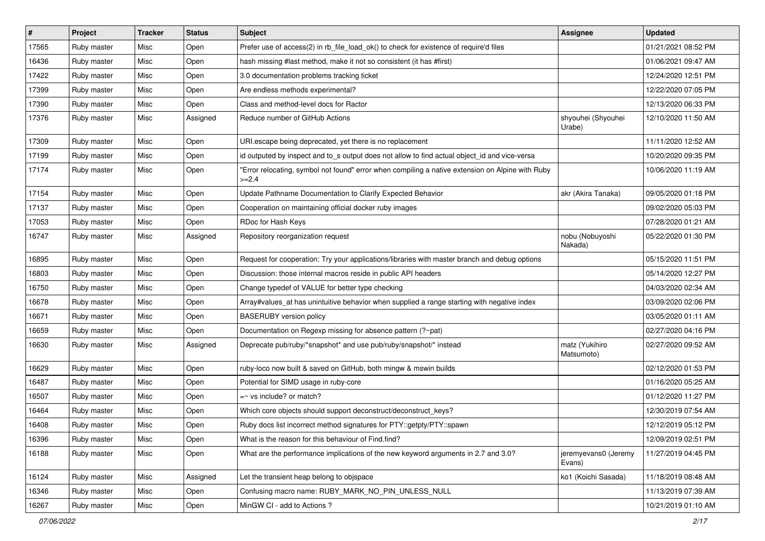| # | Project | Tracker | Status | Subject | Assignee | Updated |
| --- | --- | --- | --- | --- | --- | --- |
| 17565 | Ruby master | Misc | Open | Prefer use of access(2) in rb_file_load_ok() to check for existence of require'd files | | 01/21/2021 08:52 PM |
| 16436 | Ruby master | Misc | Open | hash missing #last method, make it not so consistent (it has #first) | | 01/06/2021 09:47 AM |
| 17422 | Ruby master | Misc | Open | 3.0 documentation problems tracking ticket | | 12/24/2020 12:51 PM |
| 17399 | Ruby master | Misc | Open | Are endless methods experimental? | | 12/22/2020 07:05 PM |
| 17390 | Ruby master | Misc | Open | Class and method-level docs for Ractor | | 12/13/2020 06:33 PM |
| 17376 | Ruby master | Misc | Assigned | Reduce number of GitHub Actions | shyouhei (Shyouhei Urabe) | 12/10/2020 11:50 AM |
| 17309 | Ruby master | Misc | Open | URI.escape being deprecated, yet there is no replacement | | 11/11/2020 12:52 AM |
| 17199 | Ruby master | Misc | Open | id outputed by inspect and to_s output does not allow to find actual object_id and vice-versa | | 10/20/2020 09:35 PM |
| 17174 | Ruby master | Misc | Open | "Error relocating, symbol not found" error when compiling a native extension on Alpine with Ruby >=2.4 | | 10/06/2020 11:19 AM |
| 17154 | Ruby master | Misc | Open | Update Pathname Documentation to Clarify Expected Behavior | akr (Akira Tanaka) | 09/05/2020 01:18 PM |
| 17137 | Ruby master | Misc | Open | Cooperation on maintaining official docker ruby images | | 09/02/2020 05:03 PM |
| 17053 | Ruby master | Misc | Open | RDoc for Hash Keys | | 07/28/2020 01:21 AM |
| 16747 | Ruby master | Misc | Assigned | Repository reorganization request | nobu (Nobuyoshi Nakada) | 05/22/2020 01:30 PM |
| 16895 | Ruby master | Misc | Open | Request for cooperation: Try your applications/libraries with master branch and debug options | | 05/15/2020 11:51 PM |
| 16803 | Ruby master | Misc | Open | Discussion: those internal macros reside in public API headers | | 05/14/2020 12:27 PM |
| 16750 | Ruby master | Misc | Open | Change typedef of VALUE for better type checking | | 04/03/2020 02:34 AM |
| 16678 | Ruby master | Misc | Open | Array#values_at has unintuitive behavior when supplied a range starting with negative index | | 03/09/2020 02:06 PM |
| 16671 | Ruby master | Misc | Open | BASERUBY version policy | | 03/05/2020 01:11 AM |
| 16659 | Ruby master | Misc | Open | Documentation on Regexp missing for absence pattern (?~pat) | | 02/27/2020 04:16 PM |
| 16630 | Ruby master | Misc | Assigned | Deprecate pub/ruby/*snapshot* and use pub/ruby/snapshot/* instead | matz (Yukihiro Matsumoto) | 02/27/2020 09:52 AM |
| 16629 | Ruby master | Misc | Open | ruby-loco now built & saved on GitHub, both mingw & mswin builds | | 02/12/2020 01:53 PM |
| 16487 | Ruby master | Misc | Open | Potential for SIMD usage in ruby-core | | 01/16/2020 05:25 AM |
| 16507 | Ruby master | Misc | Open | =~ vs include? or match? | | 01/12/2020 11:27 PM |
| 16464 | Ruby master | Misc | Open | Which core objects should support deconstruct/deconstruct_keys? | | 12/30/2019 07:54 AM |
| 16408 | Ruby master | Misc | Open | Ruby docs list incorrect method signatures for PTY::getpty/PTY::spawn | | 12/12/2019 05:12 PM |
| 16396 | Ruby master | Misc | Open | What is the reason for this behaviour of Find.find? | | 12/09/2019 02:51 PM |
| 16188 | Ruby master | Misc | Open | What are the performance implications of the new keyword arguments in 2.7 and 3.0? | jeremyevans0 (Jeremy Evans) | 11/27/2019 04:45 PM |
| 16124 | Ruby master | Misc | Assigned | Let the transient heap belong to objspace | ko1 (Koichi Sasada) | 11/18/2019 08:48 AM |
| 16346 | Ruby master | Misc | Open | Confusing macro name: RUBY_MARK_NO_PIN_UNLESS_NULL | | 11/13/2019 07:39 AM |
| 16267 | Ruby master | Misc | Open | MinGW CI - add to Actions ? | | 10/21/2019 01:10 AM |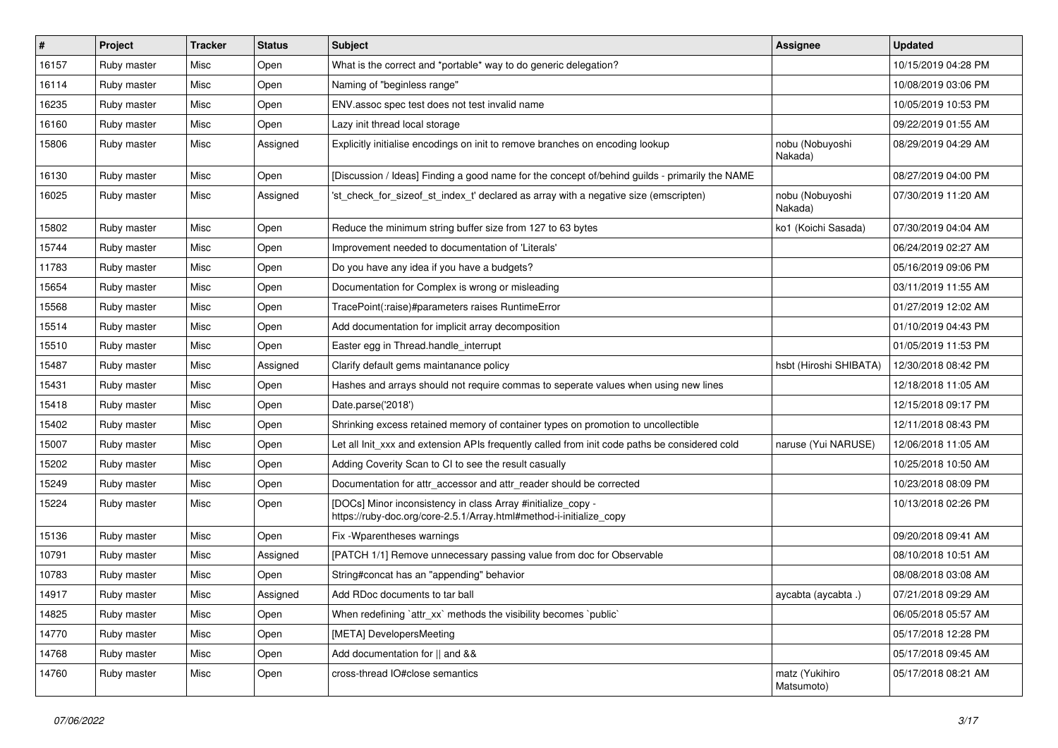| # | Project | Tracker | Status | Subject | Assignee | Updated |
| --- | --- | --- | --- | --- | --- | --- |
| 16157 | Ruby master | Misc | Open | What is the correct and *portable* way to do generic delegation? | | 10/15/2019 04:28 PM |
| 16114 | Ruby master | Misc | Open | Naming of "beginless range" | | 10/08/2019 03:06 PM |
| 16235 | Ruby master | Misc | Open | ENV.assoc spec test does not test invalid name | | 10/05/2019 10:53 PM |
| 16160 | Ruby master | Misc | Open | Lazy init thread local storage | | 09/22/2019 01:55 AM |
| 15806 | Ruby master | Misc | Assigned | Explicitly initialise encodings on init to remove branches on encoding lookup | nobu (Nobuyoshi Nakada) | 08/29/2019 04:29 AM |
| 16130 | Ruby master | Misc | Open | [Discussion / Ideas] Finding a good name for the concept of/behind guilds - primarily the NAME | | 08/27/2019 04:00 PM |
| 16025 | Ruby master | Misc | Assigned | 'st_check_for_sizeof_st_index_t' declared as array with a negative size (emscripten) | nobu (Nobuyoshi Nakada) | 07/30/2019 11:20 AM |
| 15802 | Ruby master | Misc | Open | Reduce the minimum string buffer size from 127 to 63 bytes | ko1 (Koichi Sasada) | 07/30/2019 04:04 AM |
| 15744 | Ruby master | Misc | Open | Improvement needed to documentation of 'Literals' | | 06/24/2019 02:27 AM |
| 11783 | Ruby master | Misc | Open | Do you have any idea if you have a budgets? | | 05/16/2019 09:06 PM |
| 15654 | Ruby master | Misc | Open | Documentation for Complex is wrong or misleading | | 03/11/2019 11:55 AM |
| 15568 | Ruby master | Misc | Open | TracePoint(:raise)#parameters raises RuntimeError | | 01/27/2019 12:02 AM |
| 15514 | Ruby master | Misc | Open | Add documentation for implicit array decomposition | | 01/10/2019 04:43 PM |
| 15510 | Ruby master | Misc | Open | Easter egg in Thread.handle_interrupt | | 01/05/2019 11:53 PM |
| 15487 | Ruby master | Misc | Assigned | Clarify default gems maintanance policy | hsbt (Hiroshi SHIBATA) | 12/30/2018 08:42 PM |
| 15431 | Ruby master | Misc | Open | Hashes and arrays should not require commas to seperate values when using new lines | | 12/18/2018 11:05 AM |
| 15418 | Ruby master | Misc | Open | Date.parse('2018') | | 12/15/2018 09:17 PM |
| 15402 | Ruby master | Misc | Open | Shrinking excess retained memory of container types on promotion to uncollectible | | 12/11/2018 08:43 PM |
| 15007 | Ruby master | Misc | Open | Let all Init_xxx and extension APIs frequently called from init code paths be considered cold | naruse (Yui NARUSE) | 12/06/2018 11:05 AM |
| 15202 | Ruby master | Misc | Open | Adding Coverity Scan to CI to see the result casually | | 10/25/2018 10:50 AM |
| 15249 | Ruby master | Misc | Open | Documentation for attr_accessor and attr_reader should be corrected | | 10/23/2018 08:09 PM |
| 15224 | Ruby master | Misc | Open | [DOCs] Minor inconsistency in class Array #initialize_copy - https://ruby-doc.org/core-2.5.1/Array.html#method-i-initialize_copy | | 10/13/2018 02:26 PM |
| 15136 | Ruby master | Misc | Open | Fix -Wparentheses warnings | | 09/20/2018 09:41 AM |
| 10791 | Ruby master | Misc | Assigned | [PATCH 1/1] Remove unnecessary passing value from doc for Observable | | 08/10/2018 10:51 AM |
| 10783 | Ruby master | Misc | Open | String#concat has an "appending" behavior | | 08/08/2018 03:08 AM |
| 14917 | Ruby master | Misc | Assigned | Add RDoc documents to tar ball | aycabta (aycabta .) | 07/21/2018 09:29 AM |
| 14825 | Ruby master | Misc | Open | When redefining `attr_xx` methods the visibility becomes `public` | | 06/05/2018 05:57 AM |
| 14770 | Ruby master | Misc | Open | [META] DevelopersMeeting | | 05/17/2018 12:28 PM |
| 14768 | Ruby master | Misc | Open | Add documentation for \|\| and && | | 05/17/2018 09:45 AM |
| 14760 | Ruby master | Misc | Open | cross-thread IO#close semantics | matz (Yukihiro Matsumoto) | 05/17/2018 08:21 AM |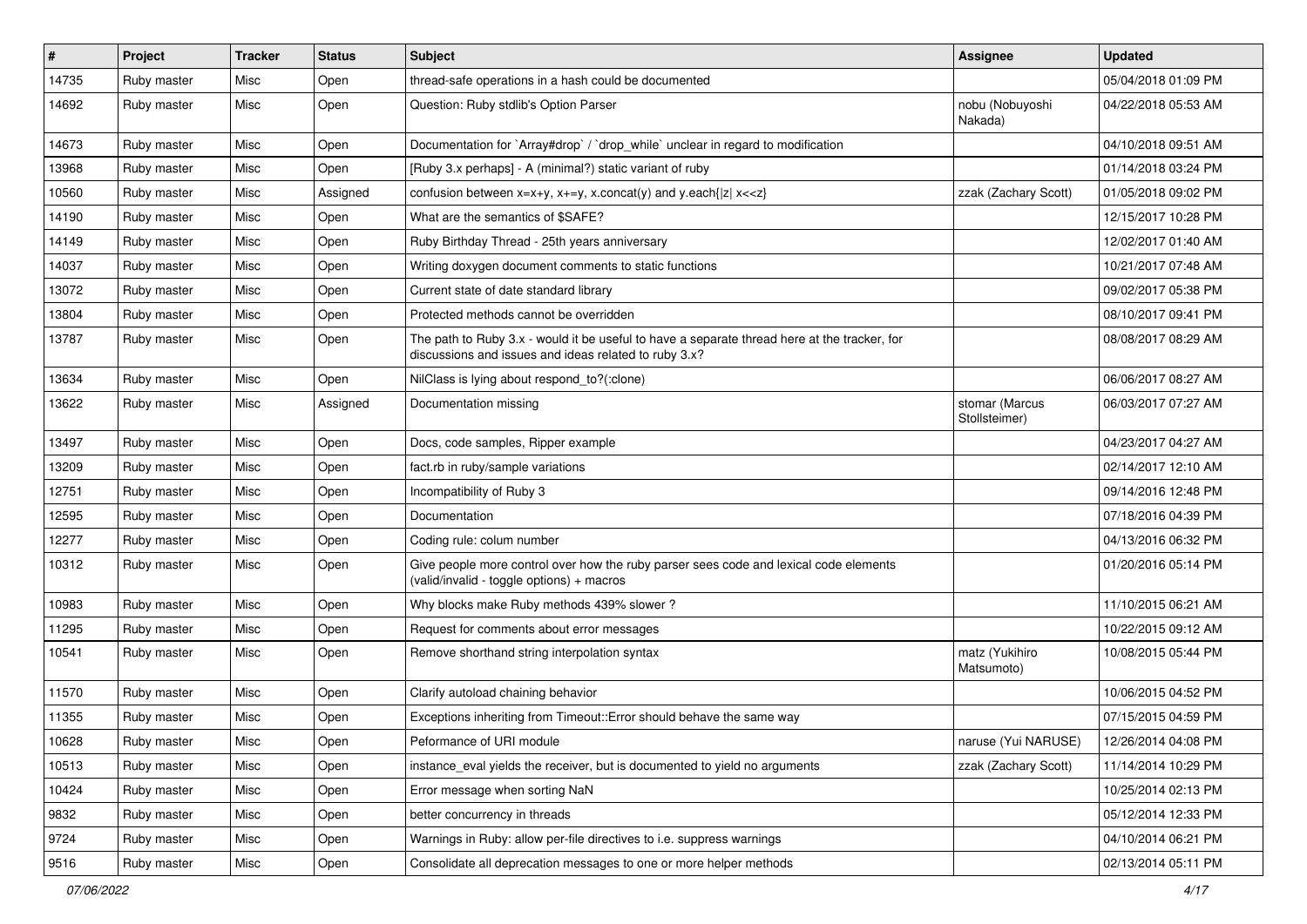| # | Project | Tracker | Status | Subject | Assignee | Updated |
|---|---|---|---|---|---|---|
| 14735 | Ruby master | Misc | Open | thread-safe operations in a hash could be documented | | 05/04/2018 01:09 PM |
| 14692 | Ruby master | Misc | Open | Question: Ruby stdlib's Option Parser | nobu (Nobuyoshi Nakada) | 04/22/2018 05:53 AM |
| 14673 | Ruby master | Misc | Open | Documentation for `Array#drop` / `drop_while` unclear in regard to modification | | 04/10/2018 09:51 AM |
| 13968 | Ruby master | Misc | Open | [Ruby 3.x perhaps] - A (minimal?) static variant of ruby | | 01/14/2018 03:24 PM |
| 10560 | Ruby master | Misc | Assigned | confusion between x=x+y, x+=y, x.concat(y) and y.each{\|z\| x<<z} | zzak (Zachary Scott) | 01/05/2018 09:02 PM |
| 14190 | Ruby master | Misc | Open | What are the semantics of $SAFE? | | 12/15/2017 10:28 PM |
| 14149 | Ruby master | Misc | Open | Ruby Birthday Thread - 25th years anniversary | | 12/02/2017 01:40 AM |
| 14037 | Ruby master | Misc | Open | Writing doxygen document comments to static functions | | 10/21/2017 07:48 AM |
| 13072 | Ruby master | Misc | Open | Current state of date standard library | | 09/02/2017 05:38 PM |
| 13804 | Ruby master | Misc | Open | Protected methods cannot be overridden | | 08/10/2017 09:41 PM |
| 13787 | Ruby master | Misc | Open | The path to Ruby 3.x - would it be useful to have a separate thread here at the tracker, for discussions and issues and ideas related to ruby 3.x? | | 08/08/2017 08:29 AM |
| 13634 | Ruby master | Misc | Open | NilClass is lying about respond_to?(:clone) | | 06/06/2017 08:27 AM |
| 13622 | Ruby master | Misc | Assigned | Documentation missing | stomar (Marcus Stollsteimer) | 06/03/2017 07:27 AM |
| 13497 | Ruby master | Misc | Open | Docs, code samples, Ripper example | | 04/23/2017 04:27 AM |
| 13209 | Ruby master | Misc | Open | fact.rb in ruby/sample variations | | 02/14/2017 12:10 AM |
| 12751 | Ruby master | Misc | Open | Incompatibility of Ruby 3 | | 09/14/2016 12:48 PM |
| 12595 | Ruby master | Misc | Open | Documentation | | 07/18/2016 04:39 PM |
| 12277 | Ruby master | Misc | Open | Coding rule: colum number | | 04/13/2016 06:32 PM |
| 10312 | Ruby master | Misc | Open | Give people more control over how the ruby parser sees code and lexical code elements (valid/invalid - toggle options) + macros | | 01/20/2016 05:14 PM |
| 10983 | Ruby master | Misc | Open | Why blocks make Ruby methods 439% slower ? | | 11/10/2015 06:21 AM |
| 11295 | Ruby master | Misc | Open | Request for comments about error messages | | 10/22/2015 09:12 AM |
| 10541 | Ruby master | Misc | Open | Remove shorthand string interpolation syntax | matz (Yukihiro Matsumoto) | 10/08/2015 05:44 PM |
| 11570 | Ruby master | Misc | Open | Clarify autoload chaining behavior | | 10/06/2015 04:52 PM |
| 11355 | Ruby master | Misc | Open | Exceptions inheriting from Timeout::Error should behave the same way | | 07/15/2015 04:59 PM |
| 10628 | Ruby master | Misc | Open | Peformance of URI module | naruse (Yui NARUSE) | 12/26/2014 04:08 PM |
| 10513 | Ruby master | Misc | Open | instance_eval yields the receiver, but is documented to yield no arguments | zzak (Zachary Scott) | 11/14/2014 10:29 PM |
| 10424 | Ruby master | Misc | Open | Error message when sorting NaN | | 10/25/2014 02:13 PM |
| 9832 | Ruby master | Misc | Open | better concurrency in threads | | 05/12/2014 12:33 PM |
| 9724 | Ruby master | Misc | Open | Warnings in Ruby: allow per-file directives to i.e. suppress warnings | | 04/10/2014 06:21 PM |
| 9516 | Ruby master | Misc | Open | Consolidate all deprecation messages to one or more helper methods | | 02/13/2014 05:11 PM |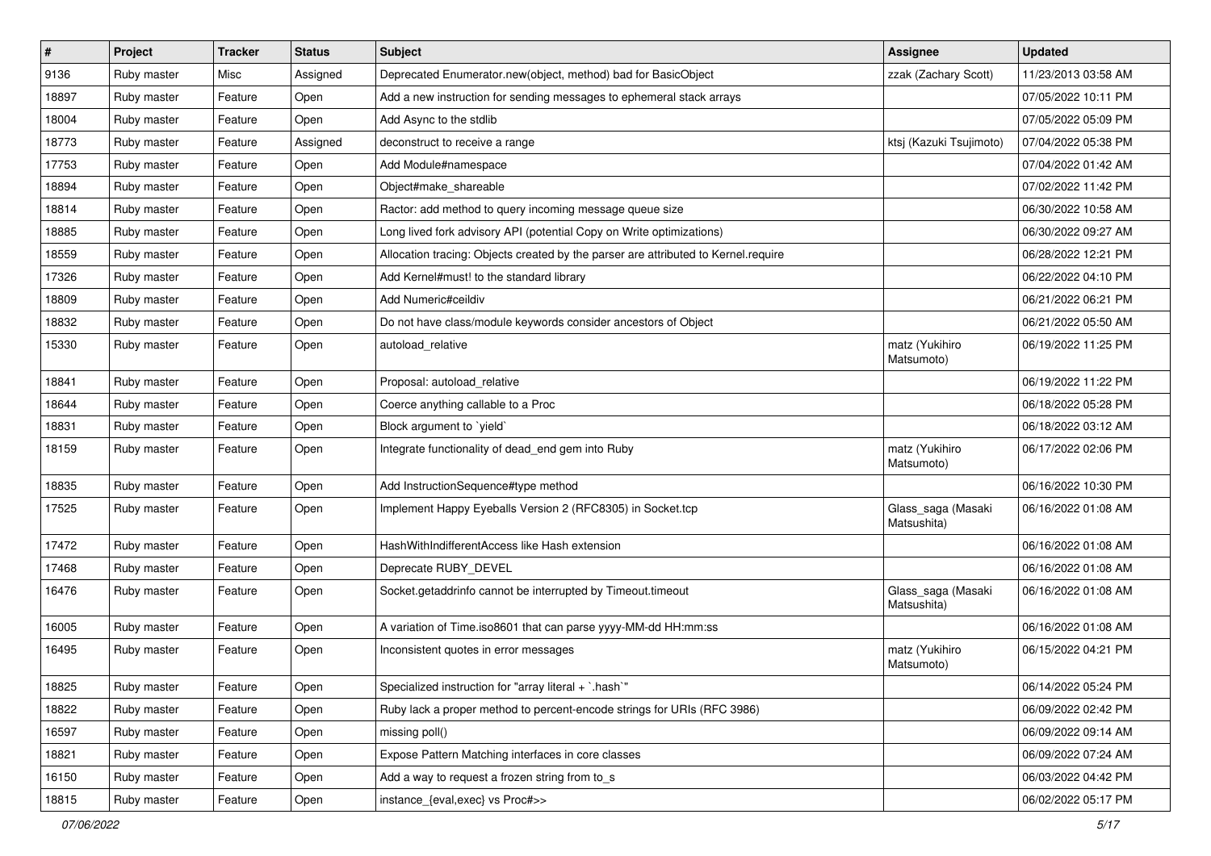| # | Project | Tracker | Status | Subject | Assignee | Updated |
|---|---|---|---|---|---|---|
| 9136 | Ruby master | Misc | Assigned | Deprecated Enumerator.new(object, method) bad for BasicObject | zzak (Zachary Scott) | 11/23/2013 03:58 AM |
| 18897 | Ruby master | Feature | Open | Add a new instruction for sending messages to ephemeral stack arrays | | 07/05/2022 10:11 PM |
| 18004 | Ruby master | Feature | Open | Add Async to the stdlib | | 07/05/2022 05:09 PM |
| 18773 | Ruby master | Feature | Assigned | deconstruct to receive a range | ktsj (Kazuki Tsujimoto) | 07/04/2022 05:38 PM |
| 17753 | Ruby master | Feature | Open | Add Module#namespace | | 07/04/2022 01:42 AM |
| 18894 | Ruby master | Feature | Open | Object#make_shareable | | 07/02/2022 11:42 PM |
| 18814 | Ruby master | Feature | Open | Ractor: add method to query incoming message queue size | | 06/30/2022 10:58 AM |
| 18885 | Ruby master | Feature | Open | Long lived fork advisory API (potential Copy on Write optimizations) | | 06/30/2022 09:27 AM |
| 18559 | Ruby master | Feature | Open | Allocation tracing: Objects created by the parser are attributed to Kernel.require | | 06/28/2022 12:21 PM |
| 17326 | Ruby master | Feature | Open | Add Kernel#must! to the standard library | | 06/22/2022 04:10 PM |
| 18809 | Ruby master | Feature | Open | Add Numeric#ceildiv | | 06/21/2022 06:21 PM |
| 18832 | Ruby master | Feature | Open | Do not have class/module keywords consider ancestors of Object | | 06/21/2022 05:50 AM |
| 15330 | Ruby master | Feature | Open | autoload_relative | matz (Yukihiro Matsumoto) | 06/19/2022 11:25 PM |
| 18841 | Ruby master | Feature | Open | Proposal: autoload_relative | | 06/19/2022 11:22 PM |
| 18644 | Ruby master | Feature | Open | Coerce anything callable to a Proc | | 06/18/2022 05:28 PM |
| 18831 | Ruby master | Feature | Open | Block argument to `yield` | | 06/18/2022 03:12 AM |
| 18159 | Ruby master | Feature | Open | Integrate functionality of dead_end gem into Ruby | matz (Yukihiro Matsumoto) | 06/17/2022 02:06 PM |
| 18835 | Ruby master | Feature | Open | Add InstructionSequence#type method | | 06/16/2022 10:30 PM |
| 17525 | Ruby master | Feature | Open | Implement Happy Eyeballs Version 2 (RFC8305) in Socket.tcp | Glass_saga (Masaki Matsushita) | 06/16/2022 01:08 AM |
| 17472 | Ruby master | Feature | Open | HashWithIndifferentAccess like Hash extension | | 06/16/2022 01:08 AM |
| 17468 | Ruby master | Feature | Open | Deprecate RUBY_DEVEL | | 06/16/2022 01:08 AM |
| 16476 | Ruby master | Feature | Open | Socket.getaddrinfo cannot be interrupted by Timeout.timeout | Glass_saga (Masaki Matsushita) | 06/16/2022 01:08 AM |
| 16005 | Ruby master | Feature | Open | A variation of Time.iso8601 that can parse yyyy-MM-dd HH:mm:ss | | 06/16/2022 01:08 AM |
| 16495 | Ruby master | Feature | Open | Inconsistent quotes in error messages | matz (Yukihiro Matsumoto) | 06/15/2022 04:21 PM |
| 18825 | Ruby master | Feature | Open | Specialized instruction for "array literal + `.hash`" | | 06/14/2022 05:24 PM |
| 18822 | Ruby master | Feature | Open | Ruby lack a proper method to percent-encode strings for URIs (RFC 3986) | | 06/09/2022 02:42 PM |
| 16597 | Ruby master | Feature | Open | missing poll() | | 06/09/2022 09:14 AM |
| 18821 | Ruby master | Feature | Open | Expose Pattern Matching interfaces in core classes | | 06/09/2022 07:24 AM |
| 16150 | Ruby master | Feature | Open | Add a way to request a frozen string from to_s | | 06/03/2022 04:42 PM |
| 18815 | Ruby master | Feature | Open | instance_{eval,exec} vs Proc#>> | | 06/02/2022 05:17 PM |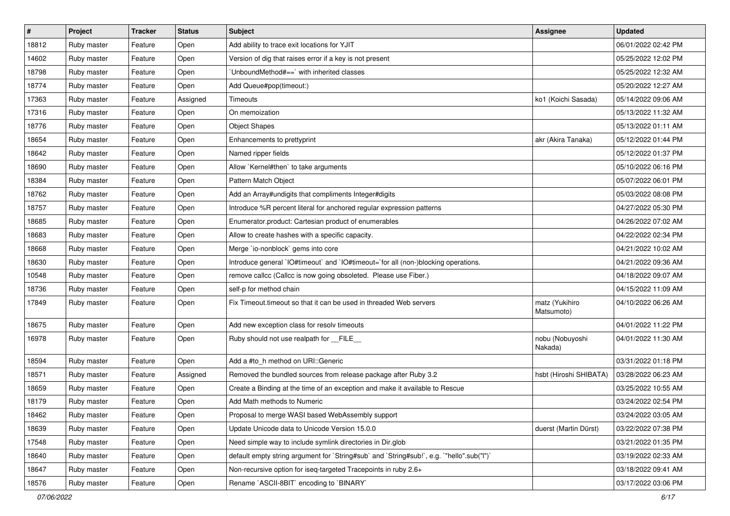| # | Project | Tracker | Status | Subject | Assignee | Updated |
| --- | --- | --- | --- | --- | --- | --- |
| 18812 | Ruby master | Feature | Open | Add ability to trace exit locations for YJIT | | 06/01/2022 02:42 PM |
| 14602 | Ruby master | Feature | Open | Version of dig that raises error if a key is not present | | 05/25/2022 12:02 PM |
| 18798 | Ruby master | Feature | Open | `UnboundMethod#==` with inherited classes | | 05/25/2022 12:32 AM |
| 18774 | Ruby master | Feature | Open | Add Queue#pop(timeout:) | | 05/20/2022 12:27 AM |
| 17363 | Ruby master | Feature | Assigned | Timeouts | ko1 (Koichi Sasada) | 05/14/2022 09:06 AM |
| 17316 | Ruby master | Feature | Open | On memoization | | 05/13/2022 11:32 AM |
| 18776 | Ruby master | Feature | Open | Object Shapes | | 05/13/2022 01:11 AM |
| 18654 | Ruby master | Feature | Open | Enhancements to prettyprint | akr (Akira Tanaka) | 05/12/2022 01:44 PM |
| 18642 | Ruby master | Feature | Open | Named ripper fields | | 05/12/2022 01:37 PM |
| 18690 | Ruby master | Feature | Open | Allow `Kernel#then` to take arguments | | 05/10/2022 06:16 PM |
| 18384 | Ruby master | Feature | Open | Pattern Match Object | | 05/07/2022 06:01 PM |
| 18762 | Ruby master | Feature | Open | Add an Array#undigits that compliments Integer#digits | | 05/03/2022 08:08 PM |
| 18757 | Ruby master | Feature | Open | Introduce %R percent literal for anchored regular expression patterns | | 04/27/2022 05:30 PM |
| 18685 | Ruby master | Feature | Open | Enumerator.product: Cartesian product of enumerables | | 04/26/2022 07:02 AM |
| 18683 | Ruby master | Feature | Open | Allow to create hashes with a specific capacity. | | 04/22/2022 02:34 PM |
| 18668 | Ruby master | Feature | Open | Merge `io-nonblock` gems into core | | 04/21/2022 10:02 AM |
| 18630 | Ruby master | Feature | Open | Introduce general `IO#timeout` and `IO#timeout=`for all (non-)blocking operations. | | 04/21/2022 09:36 AM |
| 10548 | Ruby master | Feature | Open | remove callcc (Callcc is now going obsoleted.  Please use Fiber.) | | 04/18/2022 09:07 AM |
| 18736 | Ruby master | Feature | Open | self-p for method chain | | 04/15/2022 11:09 AM |
| 17849 | Ruby master | Feature | Open | Fix Timeout.timeout so that it can be used in threaded Web servers | matz (Yukihiro Matsumoto) | 04/10/2022 06:26 AM |
| 18675 | Ruby master | Feature | Open | Add new exception class for resolv timeouts | | 04/01/2022 11:22 PM |
| 16978 | Ruby master | Feature | Open | Ruby should not use realpath for __FILE__ | nobu (Nobuyoshi Nakada) | 04/01/2022 11:30 AM |
| 18594 | Ruby master | Feature | Open | Add a #to_h method on URI::Generic | | 03/31/2022 01:18 PM |
| 18571 | Ruby master | Feature | Assigned | Removed the bundled sources from release package after Ruby 3.2 | hsbt (Hiroshi SHIBATA) | 03/28/2022 06:23 AM |
| 18659 | Ruby master | Feature | Open | Create a Binding at the time of an exception and make it available to Rescue | | 03/25/2022 10:55 AM |
| 18179 | Ruby master | Feature | Open | Add Math methods to Numeric | | 03/24/2022 02:54 PM |
| 18462 | Ruby master | Feature | Open | Proposal to merge WASI based WebAssembly support | | 03/24/2022 03:05 AM |
| 18639 | Ruby master | Feature | Open | Update Unicode data to Unicode Version 15.0.0 | duerst (Martin Dürst) | 03/22/2022 07:38 PM |
| 17548 | Ruby master | Feature | Open | Need simple way to include symlink directories in Dir.glob | | 03/21/2022 01:35 PM |
| 18640 | Ruby master | Feature | Open | default empty string argument for `String#sub` and `String#sub!`, e.g. `"hello".sub("l")` | | 03/19/2022 02:33 AM |
| 18647 | Ruby master | Feature | Open | Non-recursive option for iseq-targeted Tracepoints in ruby 2.6+ | | 03/18/2022 09:41 AM |
| 18576 | Ruby master | Feature | Open | Rename `ASCII-8BIT` encoding to `BINARY` | | 03/17/2022 03:06 PM |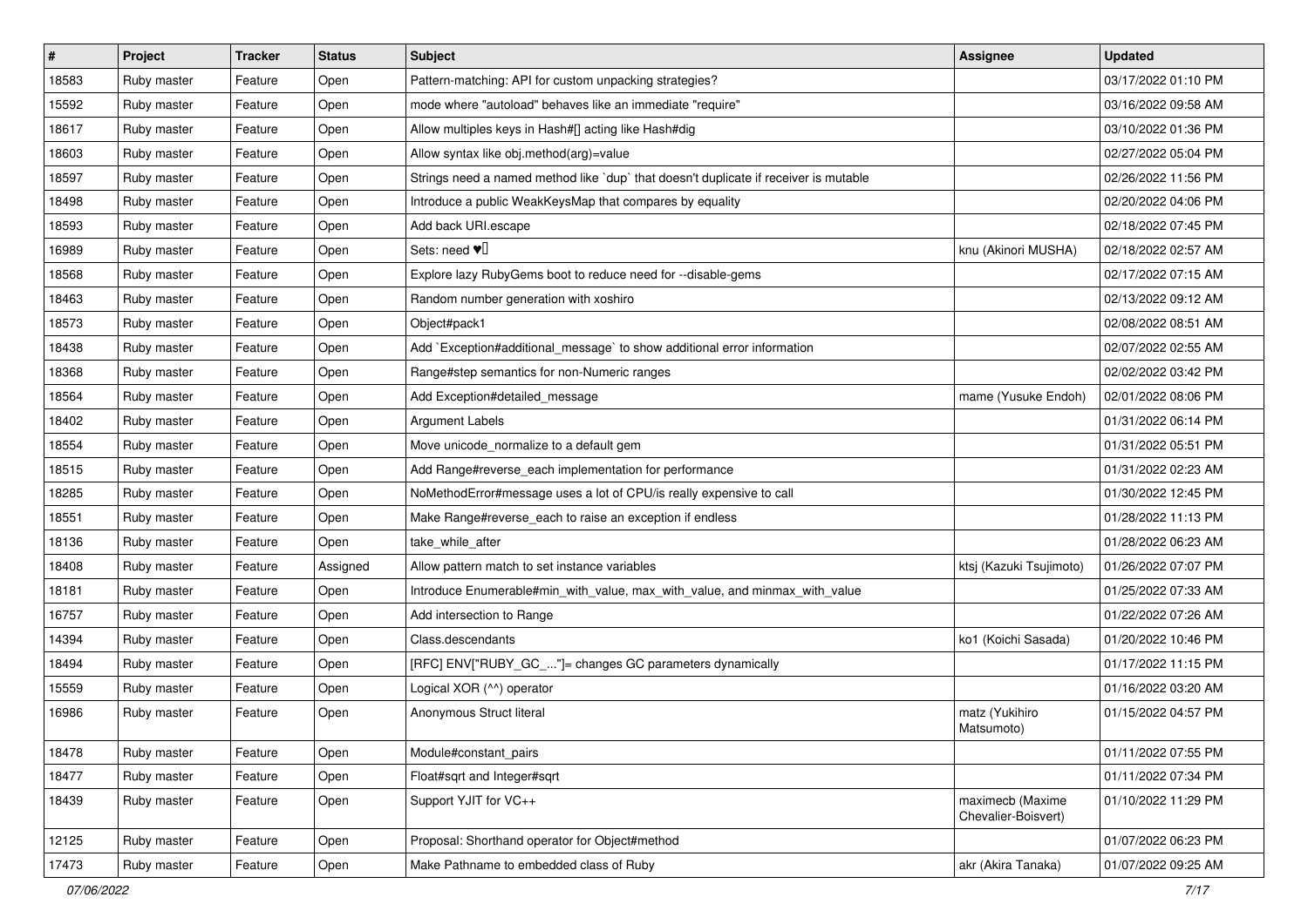| # | Project | Tracker | Status | Subject | Assignee | Updated |
|---|---|---|---|---|---|---|
| 18583 | Ruby master | Feature | Open | Pattern-matching: API for custom unpacking strategies? | | 03/17/2022 01:10 PM |
| 15592 | Ruby master | Feature | Open | mode where "autoload" behaves like an immediate "require" | | 03/16/2022 09:58 AM |
| 18617 | Ruby master | Feature | Open | Allow multiples keys in Hash#[] acting like Hash#dig | | 03/10/2022 01:36 PM |
| 18603 | Ruby master | Feature | Open | Allow syntax like obj.method(arg)=value | | 02/27/2022 05:04 PM |
| 18597 | Ruby master | Feature | Open | Strings need a named method like `dup` that doesn't duplicate if receiver is mutable | | 02/26/2022 11:56 PM |
| 18498 | Ruby master | Feature | Open | Introduce a public WeakKeysMap that compares by equality | | 02/20/2022 04:06 PM |
| 18593 | Ruby master | Feature | Open | Add back URI.escape | | 02/18/2022 07:45 PM |
| 16989 | Ruby master | Feature | Open | Sets: need ♥️ | knu (Akinori MUSHA) | 02/18/2022 02:57 AM |
| 18568 | Ruby master | Feature | Open | Explore lazy RubyGems boot to reduce need for --disable-gems | | 02/17/2022 07:15 AM |
| 18463 | Ruby master | Feature | Open | Random number generation with xoshiro | | 02/13/2022 09:12 AM |
| 18573 | Ruby master | Feature | Open | Object#pack1 | | 02/08/2022 08:51 AM |
| 18438 | Ruby master | Feature | Open | Add `Exception#additional_message` to show additional error information | | 02/07/2022 02:55 AM |
| 18368 | Ruby master | Feature | Open | Range#step semantics for non-Numeric ranges | | 02/02/2022 03:42 PM |
| 18564 | Ruby master | Feature | Open | Add Exception#detailed_message | mame (Yusuke Endoh) | 02/01/2022 08:06 PM |
| 18402 | Ruby master | Feature | Open | Argument Labels | | 01/31/2022 06:14 PM |
| 18554 | Ruby master | Feature | Open | Move unicode_normalize to a default gem | | 01/31/2022 05:51 PM |
| 18515 | Ruby master | Feature | Open | Add Range#reverse_each implementation for performance | | 01/31/2022 02:23 AM |
| 18285 | Ruby master | Feature | Open | NoMethodError#message uses a lot of CPU/is really expensive to call | | 01/30/2022 12:45 PM |
| 18551 | Ruby master | Feature | Open | Make Range#reverse_each to raise an exception if endless | | 01/28/2022 11:13 PM |
| 18136 | Ruby master | Feature | Open | take_while_after | | 01/28/2022 06:23 AM |
| 18408 | Ruby master | Feature | Assigned | Allow pattern match to set instance variables | ktsj (Kazuki Tsujimoto) | 01/26/2022 07:07 PM |
| 18181 | Ruby master | Feature | Open | Introduce Enumerable#min_with_value, max_with_value, and minmax_with_value | | 01/25/2022 07:33 AM |
| 16757 | Ruby master | Feature | Open | Add intersection to Range | | 01/22/2022 07:26 AM |
| 14394 | Ruby master | Feature | Open | Class.descendants | ko1 (Koichi Sasada) | 01/20/2022 10:46 PM |
| 18494 | Ruby master | Feature | Open | [RFC] ENV["RUBY_GC_..."]= changes GC parameters dynamically | | 01/17/2022 11:15 PM |
| 15559 | Ruby master | Feature | Open | Logical XOR (^^) operator | | 01/16/2022 03:20 AM |
| 16986 | Ruby master | Feature | Open | Anonymous Struct literal | matz (Yukihiro Matsumoto) | 01/15/2022 04:57 PM |
| 18478 | Ruby master | Feature | Open | Module#constant_pairs | | 01/11/2022 07:55 PM |
| 18477 | Ruby master | Feature | Open | Float#sqrt and Integer#sqrt | | 01/11/2022 07:34 PM |
| 18439 | Ruby master | Feature | Open | Support YJIT for VC++ | maximecb (Maxime Chevalier-Boisvert) | 01/10/2022 11:29 PM |
| 12125 | Ruby master | Feature | Open | Proposal: Shorthand operator for Object#method | | 01/07/2022 06:23 PM |
| 17473 | Ruby master | Feature | Open | Make Pathname to embedded class of Ruby | akr (Akira Tanaka) | 01/07/2022 09:25 AM |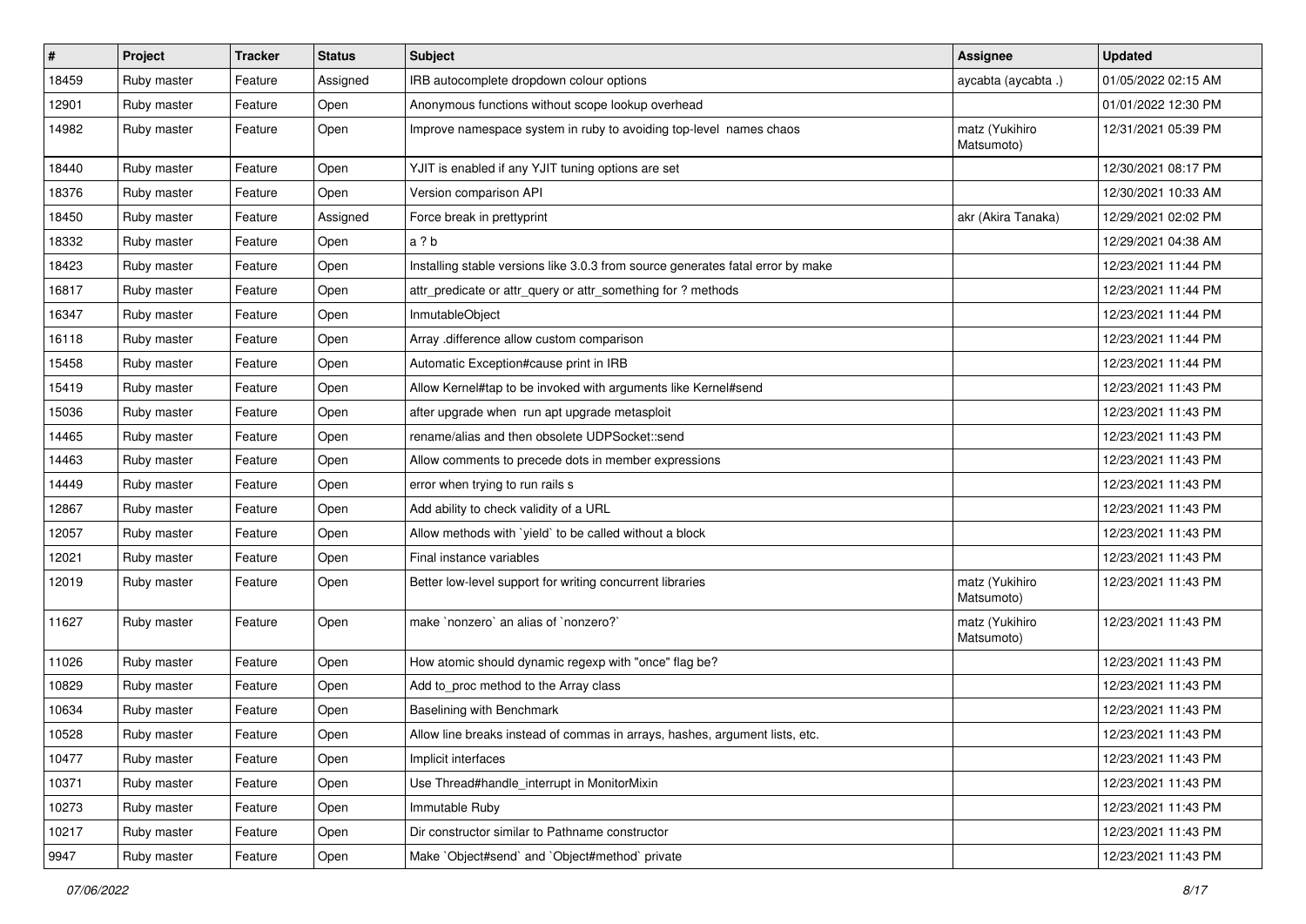| # | Project | Tracker | Status | Subject | Assignee | Updated |
|---|---|---|---|---|---|---|
| 18459 | Ruby master | Feature | Assigned | IRB autocomplete dropdown colour options | aycabta (aycabta .) | 01/05/2022 02:15 AM |
| 12901 | Ruby master | Feature | Open | Anonymous functions without scope lookup overhead | | 01/01/2022 12:30 PM |
| 14982 | Ruby master | Feature | Open | Improve namespace system in ruby to avoiding top-level names chaos | matz (Yukihiro Matsumoto) | 12/31/2021 05:39 PM |
| 18440 | Ruby master | Feature | Open | YJIT is enabled if any YJIT tuning options are set | | 12/30/2021 08:17 PM |
| 18376 | Ruby master | Feature | Open | Version comparison API | | 12/30/2021 10:33 AM |
| 18450 | Ruby master | Feature | Assigned | Force break in prettyprint | akr (Akira Tanaka) | 12/29/2021 02:02 PM |
| 18332 | Ruby master | Feature | Open | a ? b | | 12/29/2021 04:38 AM |
| 18423 | Ruby master | Feature | Open | Installing stable versions like 3.0.3 from source generates fatal error by make | | 12/23/2021 11:44 PM |
| 16817 | Ruby master | Feature | Open | attr_predicate or attr_query or attr_something for ? methods | | 12/23/2021 11:44 PM |
| 16347 | Ruby master | Feature | Open | InmutableObject | | 12/23/2021 11:44 PM |
| 16118 | Ruby master | Feature | Open | Array .difference allow custom comparison | | 12/23/2021 11:44 PM |
| 15458 | Ruby master | Feature | Open | Automatic Exception#cause print in IRB | | 12/23/2021 11:44 PM |
| 15419 | Ruby master | Feature | Open | Allow Kernel#tap to be invoked with arguments like Kernel#send | | 12/23/2021 11:43 PM |
| 15036 | Ruby master | Feature | Open | after upgrade when run apt upgrade metasploit | | 12/23/2021 11:43 PM |
| 14465 | Ruby master | Feature | Open | rename/alias and then obsolete UDPSocket::send | | 12/23/2021 11:43 PM |
| 14463 | Ruby master | Feature | Open | Allow comments to precede dots in member expressions | | 12/23/2021 11:43 PM |
| 14449 | Ruby master | Feature | Open | error when trying to run rails s | | 12/23/2021 11:43 PM |
| 12867 | Ruby master | Feature | Open | Add ability to check validity of a URL | | 12/23/2021 11:43 PM |
| 12057 | Ruby master | Feature | Open | Allow methods with `yield` to be called without a block | | 12/23/2021 11:43 PM |
| 12021 | Ruby master | Feature | Open | Final instance variables | | 12/23/2021 11:43 PM |
| 12019 | Ruby master | Feature | Open | Better low-level support for writing concurrent libraries | matz (Yukihiro Matsumoto) | 12/23/2021 11:43 PM |
| 11627 | Ruby master | Feature | Open | make `nonzero` an alias of `nonzero?` | matz (Yukihiro Matsumoto) | 12/23/2021 11:43 PM |
| 11026 | Ruby master | Feature | Open | How atomic should dynamic regexp with "once" flag be? | | 12/23/2021 11:43 PM |
| 10829 | Ruby master | Feature | Open | Add to_proc method to the Array class | | 12/23/2021 11:43 PM |
| 10634 | Ruby master | Feature | Open | Baselining with Benchmark | | 12/23/2021 11:43 PM |
| 10528 | Ruby master | Feature | Open | Allow line breaks instead of commas in arrays, hashes, argument lists, etc. | | 12/23/2021 11:43 PM |
| 10477 | Ruby master | Feature | Open | Implicit interfaces | | 12/23/2021 11:43 PM |
| 10371 | Ruby master | Feature | Open | Use Thread#handle_interrupt in MonitorMixin | | 12/23/2021 11:43 PM |
| 10273 | Ruby master | Feature | Open | Immutable Ruby | | 12/23/2021 11:43 PM |
| 10217 | Ruby master | Feature | Open | Dir constructor similar to Pathname constructor | | 12/23/2021 11:43 PM |
| 9947 | Ruby master | Feature | Open | Make `Object#send` and `Object#method` private | | 12/23/2021 11:43 PM |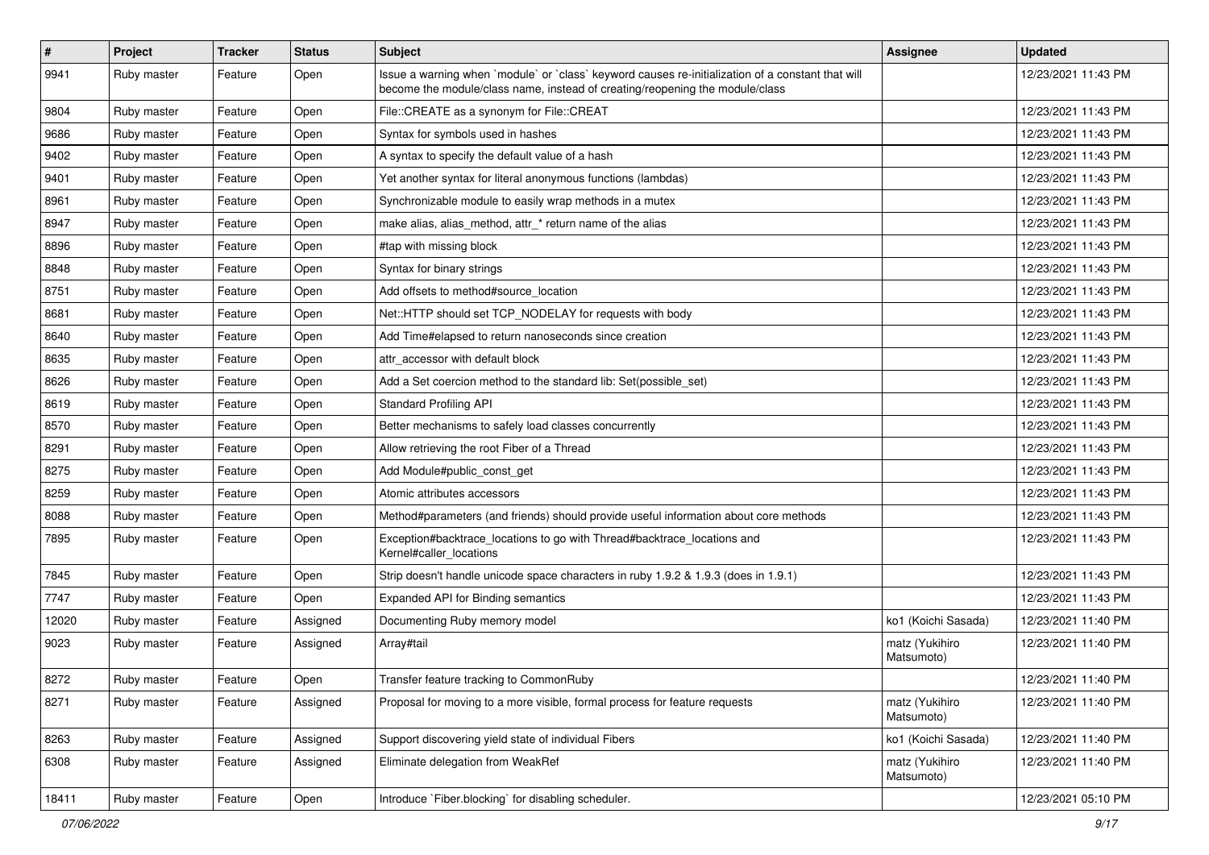| # | Project | Tracker | Status | Subject | Assignee | Updated |
|---|---|---|---|---|---|---|
| 9941 | Ruby master | Feature | Open | Issue a warning when `module` or `class` keyword causes re-initialization of a constant that will become the module/class name, instead of creating/reopening the module/class | | 12/23/2021 11:43 PM |
| 9804 | Ruby master | Feature | Open | File::CREATE as a synonym for File::CREAT | | 12/23/2021 11:43 PM |
| 9686 | Ruby master | Feature | Open | Syntax for symbols used in hashes | | 12/23/2021 11:43 PM |
| 9402 | Ruby master | Feature | Open | A syntax to specify the default value of a hash | | 12/23/2021 11:43 PM |
| 9401 | Ruby master | Feature | Open | Yet another syntax for literal anonymous functions (lambdas) | | 12/23/2021 11:43 PM |
| 8961 | Ruby master | Feature | Open | Synchronizable module to easily wrap methods in a mutex | | 12/23/2021 11:43 PM |
| 8947 | Ruby master | Feature | Open | make alias, alias_method, attr_* return name of the alias | | 12/23/2021 11:43 PM |
| 8896 | Ruby master | Feature | Open | #tap with missing block | | 12/23/2021 11:43 PM |
| 8848 | Ruby master | Feature | Open | Syntax for binary strings | | 12/23/2021 11:43 PM |
| 8751 | Ruby master | Feature | Open | Add offsets to method#source_location | | 12/23/2021 11:43 PM |
| 8681 | Ruby master | Feature | Open | Net::HTTP should set TCP_NODELAY for requests with body | | 12/23/2021 11:43 PM |
| 8640 | Ruby master | Feature | Open | Add Time#elapsed to return nanoseconds since creation | | 12/23/2021 11:43 PM |
| 8635 | Ruby master | Feature | Open | attr_accessor with default block | | 12/23/2021 11:43 PM |
| 8626 | Ruby master | Feature | Open | Add a Set coercion method to the standard lib: Set(possible_set) | | 12/23/2021 11:43 PM |
| 8619 | Ruby master | Feature | Open | Standard Profiling API | | 12/23/2021 11:43 PM |
| 8570 | Ruby master | Feature | Open | Better mechanisms to safely load classes concurrently | | 12/23/2021 11:43 PM |
| 8291 | Ruby master | Feature | Open | Allow retrieving the root Fiber of a Thread | | 12/23/2021 11:43 PM |
| 8275 | Ruby master | Feature | Open | Add Module#public_const_get | | 12/23/2021 11:43 PM |
| 8259 | Ruby master | Feature | Open | Atomic attributes accessors | | 12/23/2021 11:43 PM |
| 8088 | Ruby master | Feature | Open | Method#parameters (and friends) should provide useful information about core methods | | 12/23/2021 11:43 PM |
| 7895 | Ruby master | Feature | Open | Exception#backtrace_locations to go with Thread#backtrace_locations and Kernel#caller_locations | | 12/23/2021 11:43 PM |
| 7845 | Ruby master | Feature | Open | Strip doesn't handle unicode space characters in ruby 1.9.2 & 1.9.3 (does in 1.9.1) | | 12/23/2021 11:43 PM |
| 7747 | Ruby master | Feature | Open | Expanded API for Binding semantics | | 12/23/2021 11:43 PM |
| 12020 | Ruby master | Feature | Assigned | Documenting Ruby memory model | ko1 (Koichi Sasada) | 12/23/2021 11:40 PM |
| 9023 | Ruby master | Feature | Assigned | Array#tail | matz (Yukihiro Matsumoto) | 12/23/2021 11:40 PM |
| 8272 | Ruby master | Feature | Open | Transfer feature tracking to CommonRuby | | 12/23/2021 11:40 PM |
| 8271 | Ruby master | Feature | Assigned | Proposal for moving to a more visible, formal process for feature requests | matz (Yukihiro Matsumoto) | 12/23/2021 11:40 PM |
| 8263 | Ruby master | Feature | Assigned | Support discovering yield state of individual Fibers | ko1 (Koichi Sasada) | 12/23/2021 11:40 PM |
| 6308 | Ruby master | Feature | Assigned | Eliminate delegation from WeakRef | matz (Yukihiro Matsumoto) | 12/23/2021 11:40 PM |
| 18411 | Ruby master | Feature | Open | Introduce `Fiber.blocking` for disabling scheduler. | | 12/23/2021 05:10 PM |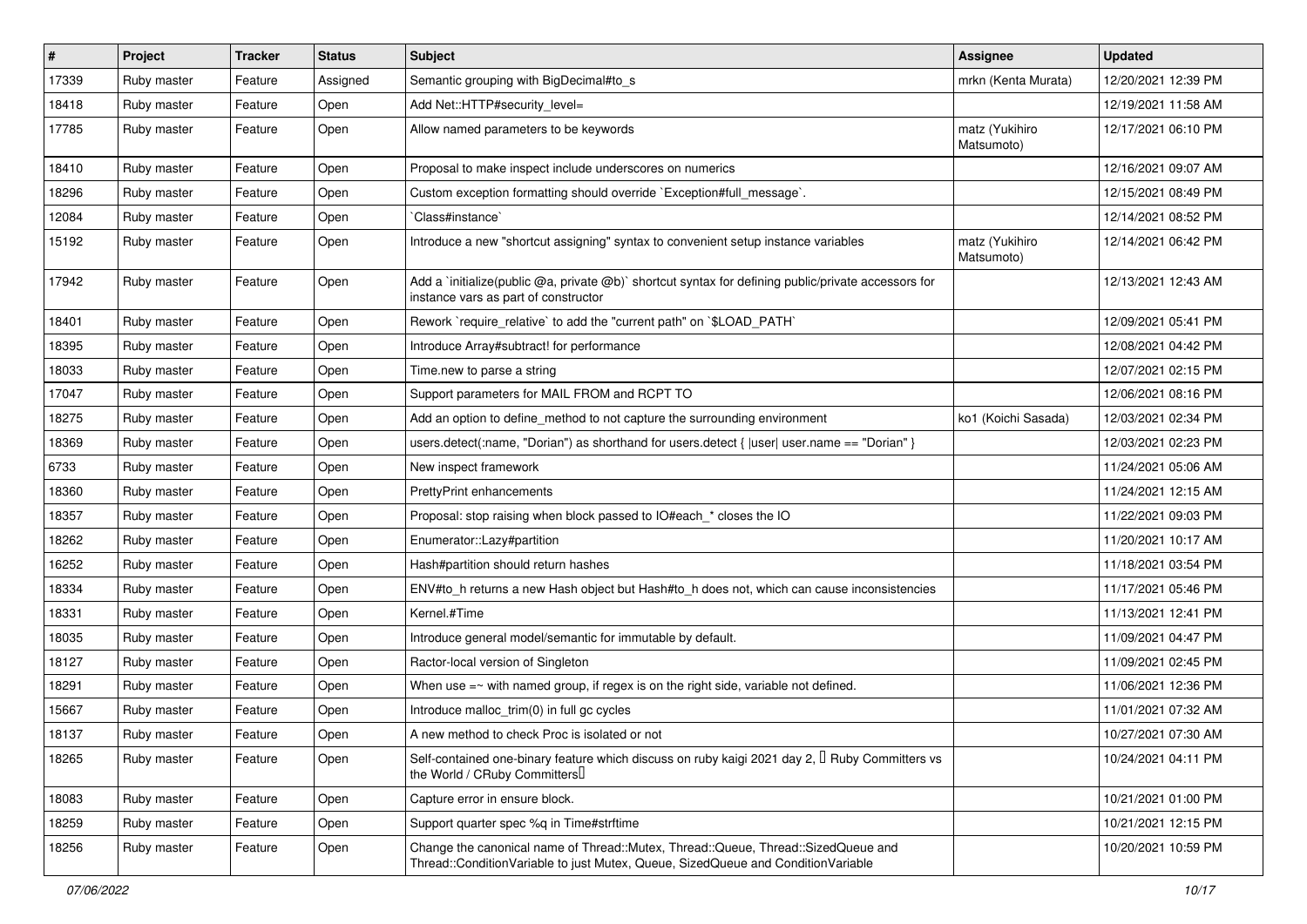| # | Project | Tracker | Status | Subject | Assignee | Updated |
|---|---|---|---|---|---|---|
| 17339 | Ruby master | Feature | Assigned | Semantic grouping with BigDecimal#to_s | mrkn (Kenta Murata) | 12/20/2021 12:39 PM |
| 18418 | Ruby master | Feature | Open | Add Net::HTTP#security_level= | | 12/19/2021 11:58 AM |
| 17785 | Ruby master | Feature | Open | Allow named parameters to be keywords | matz (Yukihiro Matsumoto) | 12/17/2021 06:10 PM |
| 18410 | Ruby master | Feature | Open | Proposal to make inspect include underscores on numerics | | 12/16/2021 09:07 AM |
| 18296 | Ruby master | Feature | Open | Custom exception formatting should override `Exception#full_message`. | | 12/15/2021 08:49 PM |
| 12084 | Ruby master | Feature | Open | `Class#instance` | | 12/14/2021 08:52 PM |
| 15192 | Ruby master | Feature | Open | Introduce a new "shortcut assigning" syntax to convenient setup instance variables | matz (Yukihiro Matsumoto) | 12/14/2021 06:42 PM |
| 17942 | Ruby master | Feature | Open | Add a `initialize(public @a, private @b)` shortcut syntax for defining public/private accessors for instance vars as part of constructor | | 12/13/2021 12:43 AM |
| 18401 | Ruby master | Feature | Open | Rework `require_relative` to add the "current path" on `$LOAD_PATH` | | 12/09/2021 05:41 PM |
| 18395 | Ruby master | Feature | Open | Introduce Array#subtract! for performance | | 12/08/2021 04:42 PM |
| 18033 | Ruby master | Feature | Open | Time.new to parse a string | | 12/07/2021 02:15 PM |
| 17047 | Ruby master | Feature | Open | Support parameters for MAIL FROM and RCPT TO | | 12/06/2021 08:16 PM |
| 18275 | Ruby master | Feature | Open | Add an option to define_method to not capture the surrounding environment | ko1 (Koichi Sasada) | 12/03/2021 02:34 PM |
| 18369 | Ruby master | Feature | Open | users.detect(:name, "Dorian") as shorthand for users.detect { \|user\| user.name == "Dorian" } | | 12/03/2021 02:23 PM |
| 6733 | Ruby master | Feature | Open | New inspect framework | | 11/24/2021 05:06 AM |
| 18360 | Ruby master | Feature | Open | PrettyPrint enhancements | | 11/24/2021 12:15 AM |
| 18357 | Ruby master | Feature | Open | Proposal: stop raising when block passed to IO#each_* closes the IO | | 11/22/2021 09:03 PM |
| 18262 | Ruby master | Feature | Open | Enumerator::Lazy#partition | | 11/20/2021 10:17 AM |
| 16252 | Ruby master | Feature | Open | Hash#partition should return hashes | | 11/18/2021 03:54 PM |
| 18334 | Ruby master | Feature | Open | ENV#to_h returns a new Hash object but Hash#to_h does not, which can cause inconsistencies | | 11/17/2021 05:46 PM |
| 18331 | Ruby master | Feature | Open | Kernel.#Time | | 11/13/2021 12:41 PM |
| 18035 | Ruby master | Feature | Open | Introduce general model/semantic for immutable by default. | | 11/09/2021 04:47 PM |
| 18127 | Ruby master | Feature | Open | Ractor-local version of Singleton | | 11/09/2021 02:45 PM |
| 18291 | Ruby master | Feature | Open | When use =~ with named group, if regex is on the right side, variable not defined. | | 11/06/2021 12:36 PM |
| 15667 | Ruby master | Feature | Open | Introduce malloc_trim(0) in full gc cycles | | 11/01/2021 07:32 AM |
| 18137 | Ruby master | Feature | Open | A new method to check Proc is isolated or not | | 10/27/2021 07:30 AM |
| 18265 | Ruby master | Feature | Open | Self-contained one-binary feature which discuss on ruby kaigi 2021 day 2, 「Ruby Committers vs the World / CRuby Committers」 | | 10/24/2021 04:11 PM |
| 18083 | Ruby master | Feature | Open | Capture error in ensure block. | | 10/21/2021 01:00 PM |
| 18259 | Ruby master | Feature | Open | Support quarter spec %q in Time#strftime | | 10/21/2021 12:15 PM |
| 18256 | Ruby master | Feature | Open | Change the canonical name of Thread::Mutex, Thread::Queue, Thread::SizedQueue and Thread::ConditionVariable to just Mutex, Queue, SizedQueue and ConditionVariable | | 10/20/2021 10:59 PM |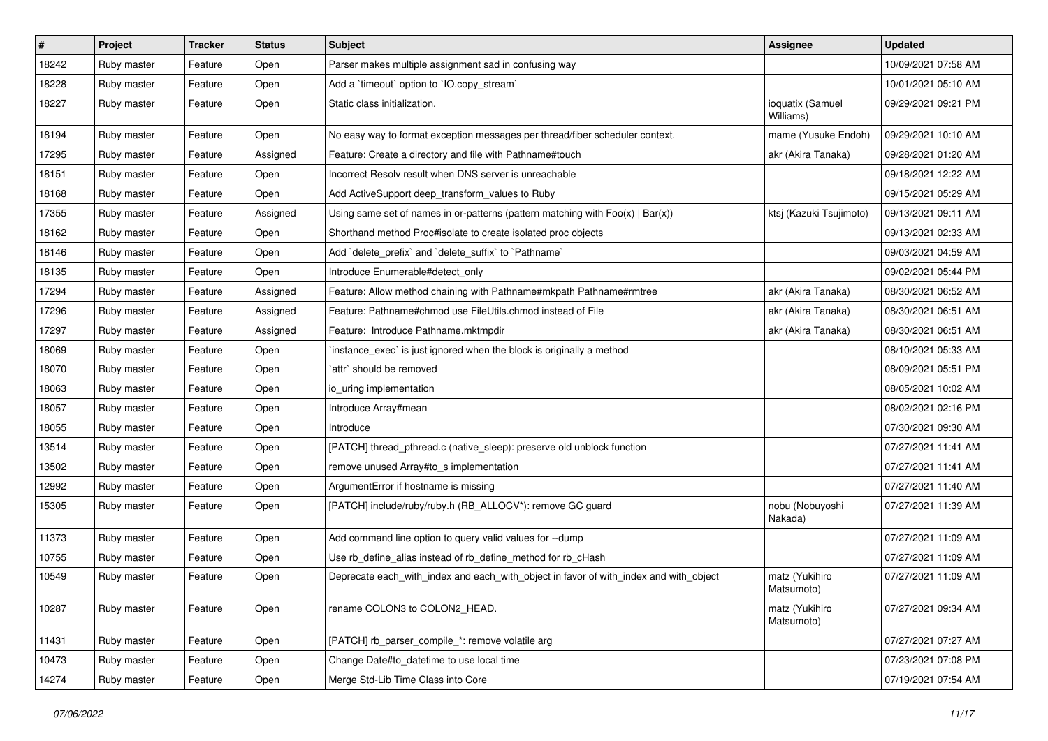| # | Project | Tracker | Status | Subject | Assignee | Updated |
|---|---|---|---|---|---|---|
| 18242 | Ruby master | Feature | Open | Parser makes multiple assignment sad in confusing way |  | 10/09/2021 07:58 AM |
| 18228 | Ruby master | Feature | Open | Add a `timeout` option to `IO.copy_stream` |  | 10/01/2021 05:10 AM |
| 18227 | Ruby master | Feature | Open | Static class initialization. | ioquatix (Samuel Williams) | 09/29/2021 09:21 PM |
| 18194 | Ruby master | Feature | Open | No easy way to format exception messages per thread/fiber scheduler context. | mame (Yusuke Endoh) | 09/29/2021 10:10 AM |
| 17295 | Ruby master | Feature | Assigned | Feature: Create a directory and file with Pathname#touch | akr (Akira Tanaka) | 09/28/2021 01:20 AM |
| 18151 | Ruby master | Feature | Open | Incorrect Resolv result when DNS server is unreachable |  | 09/18/2021 12:22 AM |
| 18168 | Ruby master | Feature | Open | Add ActiveSupport deep_transform_values to Ruby |  | 09/15/2021 05:29 AM |
| 17355 | Ruby master | Feature | Assigned | Using same set of names in or-patterns (pattern matching with Foo(x) \| Bar(x)) | ktsj (Kazuki Tsujimoto) | 09/13/2021 09:11 AM |
| 18162 | Ruby master | Feature | Open | Shorthand method Proc#isolate to create isolated proc objects |  | 09/13/2021 02:33 AM |
| 18146 | Ruby master | Feature | Open | Add `delete_prefix` and `delete_suffix` to `Pathname` |  | 09/03/2021 04:59 AM |
| 18135 | Ruby master | Feature | Open | Introduce Enumerable#detect_only |  | 09/02/2021 05:44 PM |
| 17294 | Ruby master | Feature | Assigned | Feature: Allow method chaining with Pathname#mkpath Pathname#rmtree | akr (Akira Tanaka) | 08/30/2021 06:52 AM |
| 17296 | Ruby master | Feature | Assigned | Feature: Pathname#chmod use FileUtils.chmod instead of File | akr (Akira Tanaka) | 08/30/2021 06:51 AM |
| 17297 | Ruby master | Feature | Assigned | Feature: Introduce Pathname.mktmpdir | akr (Akira Tanaka) | 08/30/2021 06:51 AM |
| 18069 | Ruby master | Feature | Open | `instance_exec` is just ignored when the block is originally a method |  | 08/10/2021 05:33 AM |
| 18070 | Ruby master | Feature | Open | `attr` should be removed |  | 08/09/2021 05:51 PM |
| 18063 | Ruby master | Feature | Open | io_uring implementation |  | 08/05/2021 10:02 AM |
| 18057 | Ruby master | Feature | Open | Introduce Array#mean |  | 08/02/2021 02:16 PM |
| 18055 | Ruby master | Feature | Open | Introduce |  | 07/30/2021 09:30 AM |
| 13514 | Ruby master | Feature | Open | [PATCH] thread_pthread.c (native_sleep): preserve old unblock function |  | 07/27/2021 11:41 AM |
| 13502 | Ruby master | Feature | Open | remove unused Array#to_s implementation |  | 07/27/2021 11:41 AM |
| 12992 | Ruby master | Feature | Open | ArgumentError if hostname is missing |  | 07/27/2021 11:40 AM |
| 15305 | Ruby master | Feature | Open | [PATCH] include/ruby/ruby.h (RB_ALLOCV*): remove GC guard | nobu (Nobuyoshi Nakada) | 07/27/2021 11:39 AM |
| 11373 | Ruby master | Feature | Open | Add command line option to query valid values for --dump |  | 07/27/2021 11:09 AM |
| 10755 | Ruby master | Feature | Open | Use rb_define_alias instead of rb_define_method for rb_cHash |  | 07/27/2021 11:09 AM |
| 10549 | Ruby master | Feature | Open | Deprecate each_with_index and each_with_object in favor of with_index and with_object | matz (Yukihiro Matsumoto) | 07/27/2021 11:09 AM |
| 10287 | Ruby master | Feature | Open | rename COLON3 to COLON2_HEAD. | matz (Yukihiro Matsumoto) | 07/27/2021 09:34 AM |
| 11431 | Ruby master | Feature | Open | [PATCH] rb_parser_compile_*: remove volatile arg |  | 07/27/2021 07:27 AM |
| 10473 | Ruby master | Feature | Open | Change Date#to_datetime to use local time |  | 07/23/2021 07:08 PM |
| 14274 | Ruby master | Feature | Open | Merge Std-Lib Time Class into Core |  | 07/19/2021 07:54 AM |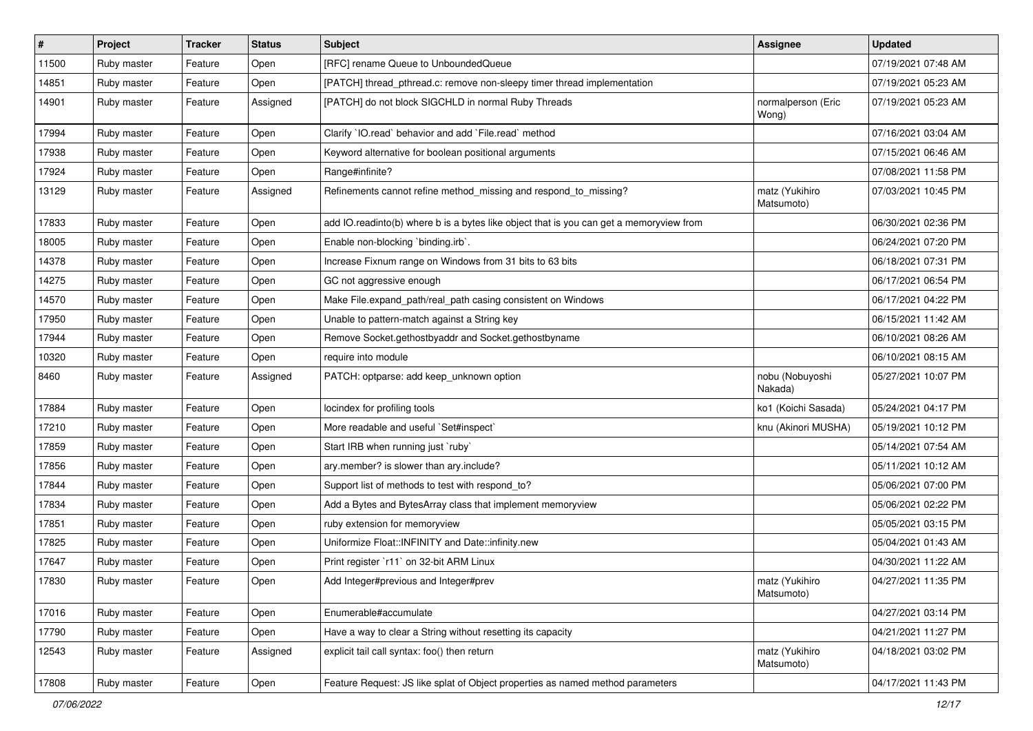| # | Project | Tracker | Status | Subject | Assignee | Updated |
|---|---|---|---|---|---|---|
| 11500 | Ruby master | Feature | Open | [RFC] rename Queue to UnboundedQueue | | 07/19/2021 07:48 AM |
| 14851 | Ruby master | Feature | Open | [PATCH] thread_pthread.c: remove non-sleepy timer thread implementation | | 07/19/2021 05:23 AM |
| 14901 | Ruby master | Feature | Assigned | [PATCH] do not block SIGCHLD in normal Ruby Threads | normalperson (Eric Wong) | 07/19/2021 05:23 AM |
| 17994 | Ruby master | Feature | Open | Clarify `IO.read` behavior and add `File.read` method | | 07/16/2021 03:04 AM |
| 17938 | Ruby master | Feature | Open | Keyword alternative for boolean positional arguments | | 07/15/2021 06:46 AM |
| 17924 | Ruby master | Feature | Open | Range#infinite? | | 07/08/2021 11:58 PM |
| 13129 | Ruby master | Feature | Assigned | Refinements cannot refine method_missing and respond_to_missing? | matz (Yukihiro Matsumoto) | 07/03/2021 10:45 PM |
| 17833 | Ruby master | Feature | Open | add IO.readinto(b) where b is a bytes like object that is you can get a memoryview from | | 06/30/2021 02:36 PM |
| 18005 | Ruby master | Feature | Open | Enable non-blocking `binding.irb`. | | 06/24/2021 07:20 PM |
| 14378 | Ruby master | Feature | Open | Increase Fixnum range on Windows from 31 bits to 63 bits | | 06/18/2021 07:31 PM |
| 14275 | Ruby master | Feature | Open | GC not aggressive enough | | 06/17/2021 06:54 PM |
| 14570 | Ruby master | Feature | Open | Make File.expand_path/real_path casing consistent on Windows | | 06/17/2021 04:22 PM |
| 17950 | Ruby master | Feature | Open | Unable to pattern-match against a String key | | 06/15/2021 11:42 AM |
| 17944 | Ruby master | Feature | Open | Remove Socket.gethostbyaddr and Socket.gethostbyname | | 06/10/2021 08:26 AM |
| 10320 | Ruby master | Feature | Open | require into module | | 06/10/2021 08:15 AM |
| 8460 | Ruby master | Feature | Assigned | PATCH: optparse: add keep_unknown option | nobu (Nobuyoshi Nakada) | 05/27/2021 10:07 PM |
| 17884 | Ruby master | Feature | Open | locindex for profiling tools | ko1 (Koichi Sasada) | 05/24/2021 04:17 PM |
| 17210 | Ruby master | Feature | Open | More readable and useful `Set#inspect` | knu (Akinori MUSHA) | 05/19/2021 10:12 PM |
| 17859 | Ruby master | Feature | Open | Start IRB when running just `ruby` | | 05/14/2021 07:54 AM |
| 17856 | Ruby master | Feature | Open | ary.member? is slower than ary.include? | | 05/11/2021 10:12 AM |
| 17844 | Ruby master | Feature | Open | Support list of methods to test with respond_to? | | 05/06/2021 07:00 PM |
| 17834 | Ruby master | Feature | Open | Add a Bytes and BytesArray class that implement memoryview | | 05/06/2021 02:22 PM |
| 17851 | Ruby master | Feature | Open | ruby extension for memoryview | | 05/05/2021 03:15 PM |
| 17825 | Ruby master | Feature | Open | Uniformize Float::INFINITY and Date::infinity.new | | 05/04/2021 01:43 AM |
| 17647 | Ruby master | Feature | Open | Print register `r11` on 32-bit ARM Linux | | 04/30/2021 11:22 AM |
| 17830 | Ruby master | Feature | Open | Add Integer#previous and Integer#prev | matz (Yukihiro Matsumoto) | 04/27/2021 11:35 PM |
| 17016 | Ruby master | Feature | Open | Enumerable#accumulate | | 04/27/2021 03:14 PM |
| 17790 | Ruby master | Feature | Open | Have a way to clear a String without resetting its capacity | | 04/21/2021 11:27 PM |
| 12543 | Ruby master | Feature | Assigned | explicit tail call syntax: foo() then return | matz (Yukihiro Matsumoto) | 04/18/2021 03:02 PM |
| 17808 | Ruby master | Feature | Open | Feature Request: JS like splat of Object properties as named method parameters | | 04/17/2021 11:43 PM |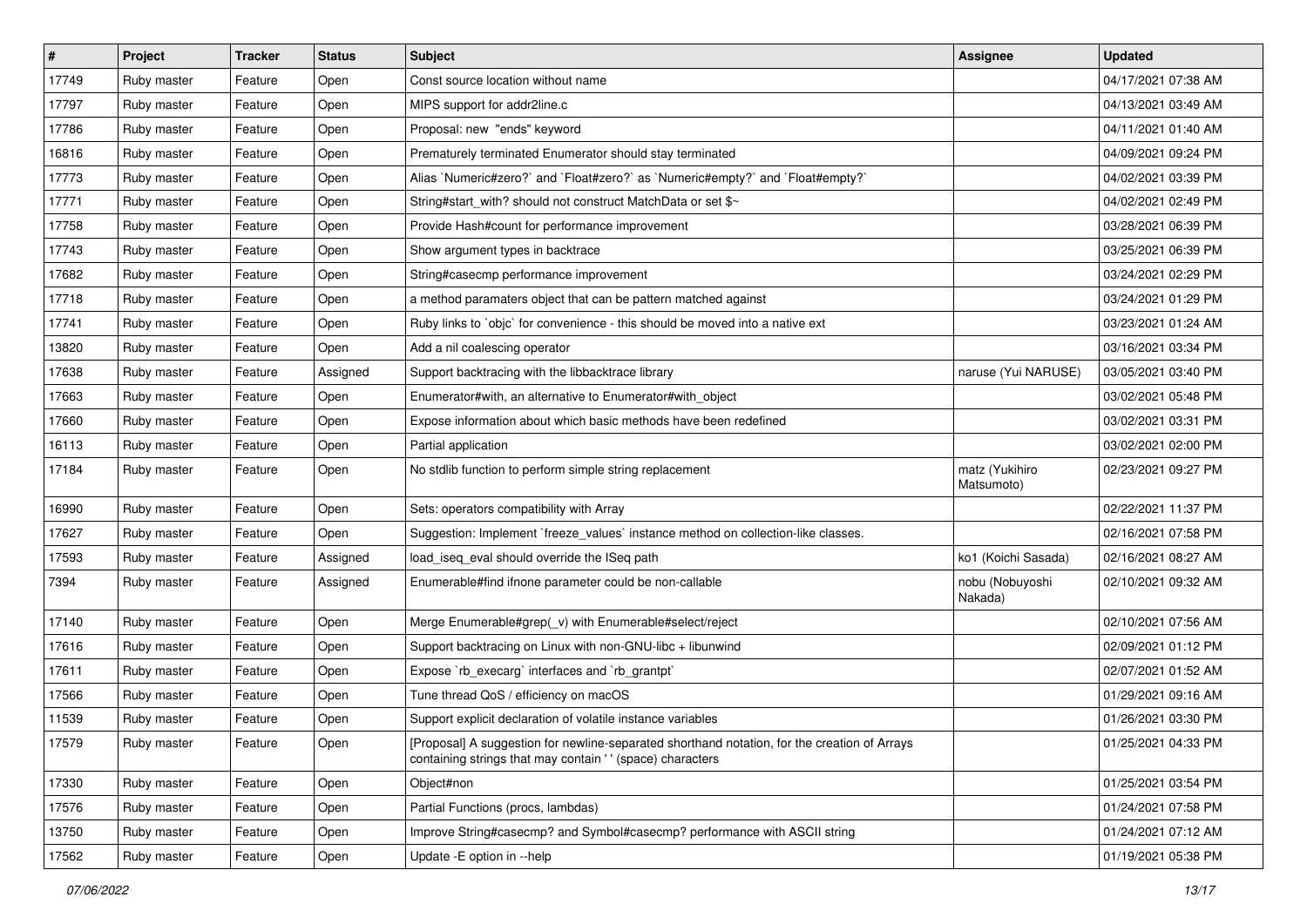| # | Project | Tracker | Status | Subject | Assignee | Updated |
| --- | --- | --- | --- | --- | --- | --- |
| 17749 | Ruby master | Feature | Open | Const source location without name | | 04/17/2021 07:38 AM |
| 17797 | Ruby master | Feature | Open | MIPS support for addr2line.c | | 04/13/2021 03:49 AM |
| 17786 | Ruby master | Feature | Open | Proposal: new "ends" keyword | | 04/11/2021 01:40 AM |
| 16816 | Ruby master | Feature | Open | Prematurely terminated Enumerator should stay terminated | | 04/09/2021 09:24 PM |
| 17773 | Ruby master | Feature | Open | Alias `Numeric#zero?` and `Float#zero?` as `Numeric#empty?` and `Float#empty?` | | 04/02/2021 03:39 PM |
| 17771 | Ruby master | Feature | Open | String#start_with? should not construct MatchData or set $~ | | 04/02/2021 02:49 PM |
| 17758 | Ruby master | Feature | Open | Provide Hash#count for performance improvement | | 03/28/2021 06:39 PM |
| 17743 | Ruby master | Feature | Open | Show argument types in backtrace | | 03/25/2021 06:39 PM |
| 17682 | Ruby master | Feature | Open | String#casecmp performance improvement | | 03/24/2021 02:29 PM |
| 17718 | Ruby master | Feature | Open | a method paramaters object that can be pattern matched against | | 03/24/2021 01:29 PM |
| 17741 | Ruby master | Feature | Open | Ruby links to `objc` for convenience - this should be moved into a native ext | | 03/23/2021 01:24 AM |
| 13820 | Ruby master | Feature | Open | Add a nil coalescing operator | | 03/16/2021 03:34 PM |
| 17638 | Ruby master | Feature | Assigned | Support backtracing with the libbacktrace library | naruse (Yui NARUSE) | 03/05/2021 03:40 PM |
| 17663 | Ruby master | Feature | Open | Enumerator#with, an alternative to Enumerator#with_object | | 03/02/2021 05:48 PM |
| 17660 | Ruby master | Feature | Open | Expose information about which basic methods have been redefined | | 03/02/2021 03:31 PM |
| 16113 | Ruby master | Feature | Open | Partial application | | 03/02/2021 02:00 PM |
| 17184 | Ruby master | Feature | Open | No stdlib function to perform simple string replacement | matz (Yukihiro Matsumoto) | 02/23/2021 09:27 PM |
| 16990 | Ruby master | Feature | Open | Sets: operators compatibility with Array | | 02/22/2021 11:37 PM |
| 17627 | Ruby master | Feature | Open | Suggestion: Implement `freeze_values` instance method on collection-like classes. | | 02/16/2021 07:58 PM |
| 17593 | Ruby master | Feature | Assigned | load_iseq_eval should override the ISeq path | ko1 (Koichi Sasada) | 02/16/2021 08:27 AM |
| 7394 | Ruby master | Feature | Assigned | Enumerable#find ifnone parameter could be non-callable | nobu (Nobuyoshi Nakada) | 02/10/2021 09:32 AM |
| 17140 | Ruby master | Feature | Open | Merge Enumerable#grep(_v) with Enumerable#select/reject | | 02/10/2021 07:56 AM |
| 17616 | Ruby master | Feature | Open | Support backtracing on Linux with non-GNU-libc + libunwind | | 02/09/2021 01:12 PM |
| 17611 | Ruby master | Feature | Open | Expose `rb_execarg` interfaces and `rb_grantpt` | | 02/07/2021 01:52 AM |
| 17566 | Ruby master | Feature | Open | Tune thread QoS / efficiency on macOS | | 01/29/2021 09:16 AM |
| 11539 | Ruby master | Feature | Open | Support explicit declaration of volatile instance variables | | 01/26/2021 03:30 PM |
| 17579 | Ruby master | Feature | Open | [Proposal] A suggestion for newline-separated shorthand notation, for the creation of Arrays containing strings that may contain ' ' (space) characters | | 01/25/2021 04:33 PM |
| 17330 | Ruby master | Feature | Open | Object#non | | 01/25/2021 03:54 PM |
| 17576 | Ruby master | Feature | Open | Partial Functions (procs, lambdas) | | 01/24/2021 07:58 PM |
| 13750 | Ruby master | Feature | Open | Improve String#casecmp? and Symbol#casecmp? performance with ASCII string | | 01/24/2021 07:12 AM |
| 17562 | Ruby master | Feature | Open | Update -E option in --help | | 01/19/2021 05:38 PM |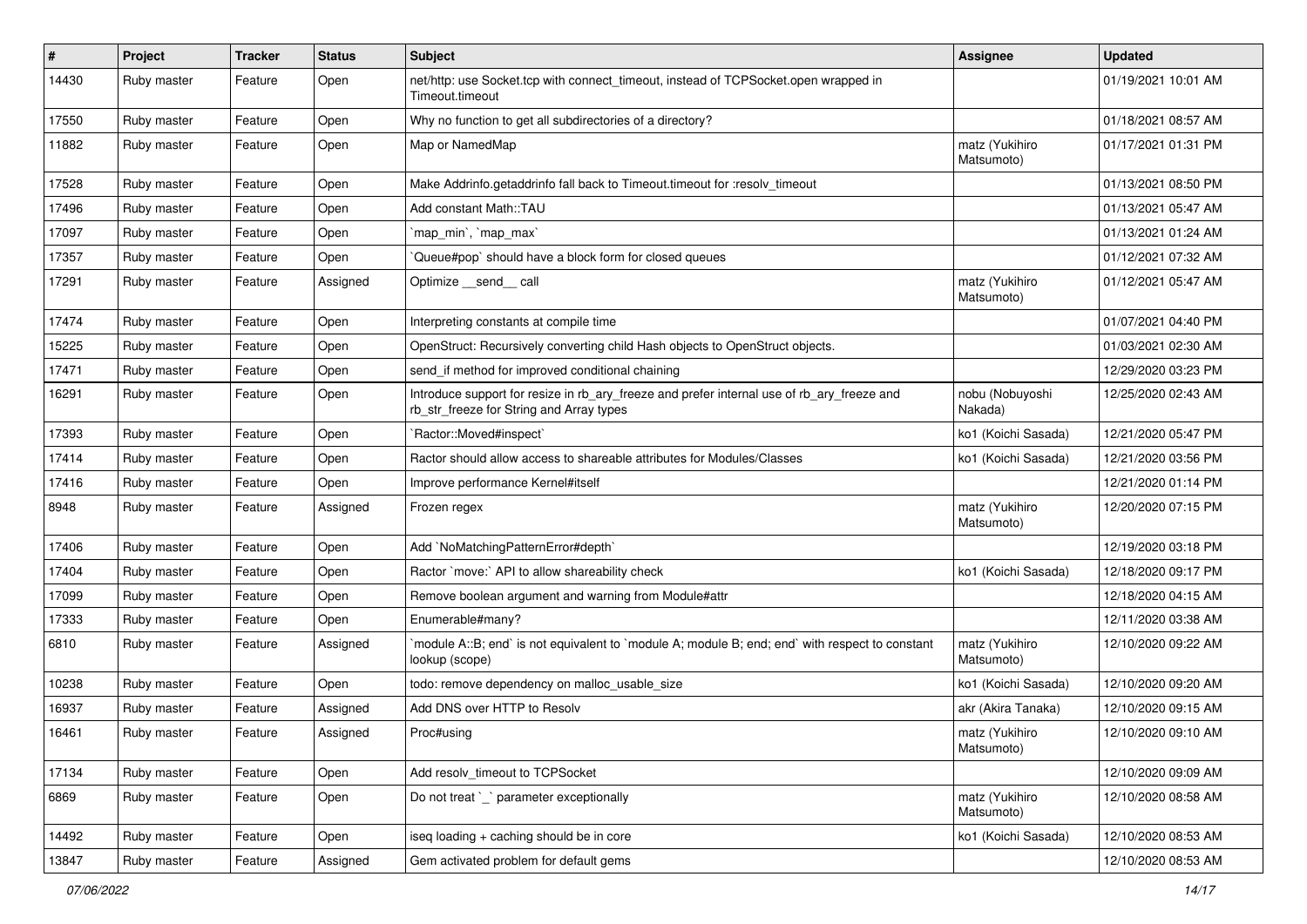| # | Project | Tracker | Status | Subject | Assignee | Updated |
|---|---|---|---|---|---|---|
| 14430 | Ruby master | Feature | Open | net/http: use Socket.tcp with connect_timeout, instead of TCPSocket.open wrapped in Timeout.timeout | | 01/19/2021 10:01 AM |
| 17550 | Ruby master | Feature | Open | Why no function to get all subdirectories of a directory? | | 01/18/2021 08:57 AM |
| 11882 | Ruby master | Feature | Open | Map or NamedMap | matz (Yukihiro Matsumoto) | 01/17/2021 01:31 PM |
| 17528 | Ruby master | Feature | Open | Make Addrinfo.getaddrinfo fall back to Timeout.timeout for :resolv_timeout | | 01/13/2021 08:50 PM |
| 17496 | Ruby master | Feature | Open | Add constant Math::TAU | | 01/13/2021 05:47 AM |
| 17097 | Ruby master | Feature | Open | `map_min`, `map_max` | | 01/13/2021 01:24 AM |
| 17357 | Ruby master | Feature | Open | `Queue#pop` should have a block form for closed queues | | 01/12/2021 07:32 AM |
| 17291 | Ruby master | Feature | Assigned | Optimize __send__ call | matz (Yukihiro Matsumoto) | 01/12/2021 05:47 AM |
| 17474 | Ruby master | Feature | Open | Interpreting constants at compile time | | 01/07/2021 04:40 PM |
| 15225 | Ruby master | Feature | Open | OpenStruct: Recursively converting child Hash objects to OpenStruct objects. | | 01/03/2021 02:30 AM |
| 17471 | Ruby master | Feature | Open | send_if method for improved conditional chaining | | 12/29/2020 03:23 PM |
| 16291 | Ruby master | Feature | Open | Introduce support for resize in rb_ary_freeze and prefer internal use of rb_ary_freeze and rb_str_freeze for String and Array types | nobu (Nobuyoshi Nakada) | 12/25/2020 02:43 AM |
| 17393 | Ruby master | Feature | Open | `Ractor::Moved#inspect` | ko1 (Koichi Sasada) | 12/21/2020 05:47 PM |
| 17414 | Ruby master | Feature | Open | Ractor should allow access to shareable attributes for Modules/Classes | ko1 (Koichi Sasada) | 12/21/2020 03:56 PM |
| 17416 | Ruby master | Feature | Open | Improve performance Kernel#itself | | 12/21/2020 01:14 PM |
| 8948 | Ruby master | Feature | Assigned | Frozen regex | matz (Yukihiro Matsumoto) | 12/20/2020 07:15 PM |
| 17406 | Ruby master | Feature | Open | Add `NoMatchingPatternError#depth` | | 12/19/2020 03:18 PM |
| 17404 | Ruby master | Feature | Open | Ractor `move:` API to allow shareability check | ko1 (Koichi Sasada) | 12/18/2020 09:17 PM |
| 17099 | Ruby master | Feature | Open | Remove boolean argument and warning from Module#attr | | 12/18/2020 04:15 AM |
| 17333 | Ruby master | Feature | Open | Enumerable#many? | | 12/11/2020 03:38 AM |
| 6810 | Ruby master | Feature | Assigned | `module A::B; end` is not equivalent to `module A; module B; end; end` with respect to constant lookup (scope) | matz (Yukihiro Matsumoto) | 12/10/2020 09:22 AM |
| 10238 | Ruby master | Feature | Open | todo: remove dependency on malloc_usable_size | ko1 (Koichi Sasada) | 12/10/2020 09:20 AM |
| 16937 | Ruby master | Feature | Assigned | Add DNS over HTTP to Resolv | akr (Akira Tanaka) | 12/10/2020 09:15 AM |
| 16461 | Ruby master | Feature | Assigned | Proc#using | matz (Yukihiro Matsumoto) | 12/10/2020 09:10 AM |
| 17134 | Ruby master | Feature | Open | Add resolv_timeout to TCPSocket | | 12/10/2020 09:09 AM |
| 6869 | Ruby master | Feature | Open | Do not treat `_` parameter exceptionally | matz (Yukihiro Matsumoto) | 12/10/2020 08:58 AM |
| 14492 | Ruby master | Feature | Open | iseq loading + caching should be in core | ko1 (Koichi Sasada) | 12/10/2020 08:53 AM |
| 13847 | Ruby master | Feature | Assigned | Gem activated problem for default gems | | 12/10/2020 08:53 AM |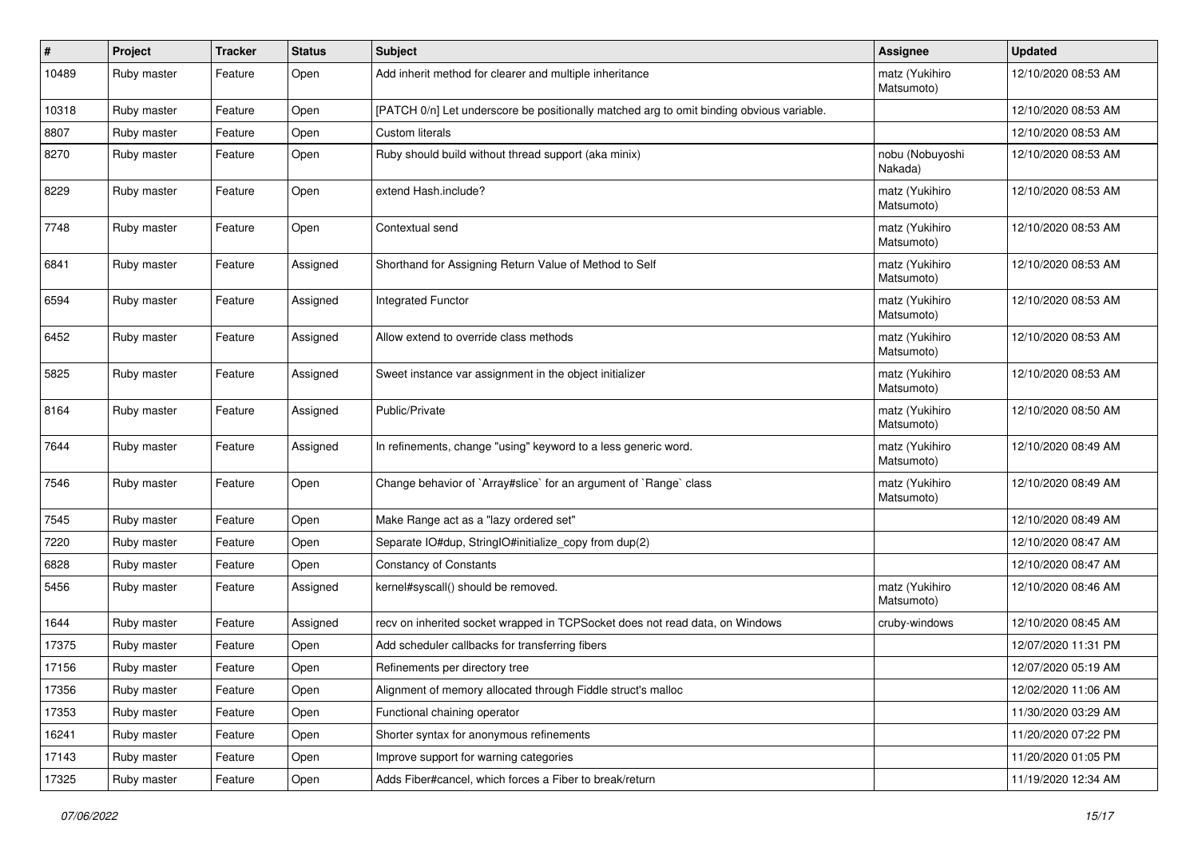| # | Project | Tracker | Status | Subject | Assignee | Updated |
|---|---|---|---|---|---|---|
| 10489 | Ruby master | Feature | Open | Add inherit method for clearer and multiple inheritance | matz (Yukihiro Matsumoto) | 12/10/2020 08:53 AM |
| 10318 | Ruby master | Feature | Open | [PATCH 0/n] Let underscore be positionally matched arg to omit binding obvious variable. | | 12/10/2020 08:53 AM |
| 8807 | Ruby master | Feature | Open | Custom literals | | 12/10/2020 08:53 AM |
| 8270 | Ruby master | Feature | Open | Ruby should build without thread support (aka minix) | nobu (Nobuyoshi Nakada) | 12/10/2020 08:53 AM |
| 8229 | Ruby master | Feature | Open | extend Hash.include? | matz (Yukihiro Matsumoto) | 12/10/2020 08:53 AM |
| 7748 | Ruby master | Feature | Open | Contextual send | matz (Yukihiro Matsumoto) | 12/10/2020 08:53 AM |
| 6841 | Ruby master | Feature | Assigned | Shorthand for Assigning Return Value of Method to Self | matz (Yukihiro Matsumoto) | 12/10/2020 08:53 AM |
| 6594 | Ruby master | Feature | Assigned | Integrated Functor | matz (Yukihiro Matsumoto) | 12/10/2020 08:53 AM |
| 6452 | Ruby master | Feature | Assigned | Allow extend to override class methods | matz (Yukihiro Matsumoto) | 12/10/2020 08:53 AM |
| 5825 | Ruby master | Feature | Assigned | Sweet instance var assignment in the object initializer | matz (Yukihiro Matsumoto) | 12/10/2020 08:53 AM |
| 8164 | Ruby master | Feature | Assigned | Public/Private | matz (Yukihiro Matsumoto) | 12/10/2020 08:50 AM |
| 7644 | Ruby master | Feature | Assigned | In refinements, change "using" keyword to a less generic word. | matz (Yukihiro Matsumoto) | 12/10/2020 08:49 AM |
| 7546 | Ruby master | Feature | Open | Change behavior of `Array#slice` for an argument of `Range` class | matz (Yukihiro Matsumoto) | 12/10/2020 08:49 AM |
| 7545 | Ruby master | Feature | Open | Make Range act as a "lazy ordered set" | | 12/10/2020 08:49 AM |
| 7220 | Ruby master | Feature | Open | Separate IO#dup, StringIO#initialize_copy from dup(2) | | 12/10/2020 08:47 AM |
| 6828 | Ruby master | Feature | Open | Constancy of Constants | | 12/10/2020 08:47 AM |
| 5456 | Ruby master | Feature | Assigned | kernel#syscall() should be removed. | matz (Yukihiro Matsumoto) | 12/10/2020 08:46 AM |
| 1644 | Ruby master | Feature | Assigned | recv on inherited socket wrapped in TCPSocket does not read data, on Windows | cruby-windows | 12/10/2020 08:45 AM |
| 17375 | Ruby master | Feature | Open | Add scheduler callbacks for transferring fibers | | 12/07/2020 11:31 PM |
| 17156 | Ruby master | Feature | Open | Refinements per directory tree | | 12/07/2020 05:19 AM |
| 17356 | Ruby master | Feature | Open | Alignment of memory allocated through Fiddle struct's malloc | | 12/02/2020 11:06 AM |
| 17353 | Ruby master | Feature | Open | Functional chaining operator | | 11/30/2020 03:29 AM |
| 16241 | Ruby master | Feature | Open | Shorter syntax for anonymous refinements | | 11/20/2020 07:22 PM |
| 17143 | Ruby master | Feature | Open | Improve support for warning categories | | 11/20/2020 01:05 PM |
| 17325 | Ruby master | Feature | Open | Adds Fiber#cancel, which forces a Fiber to break/return | | 11/19/2020 12:34 AM |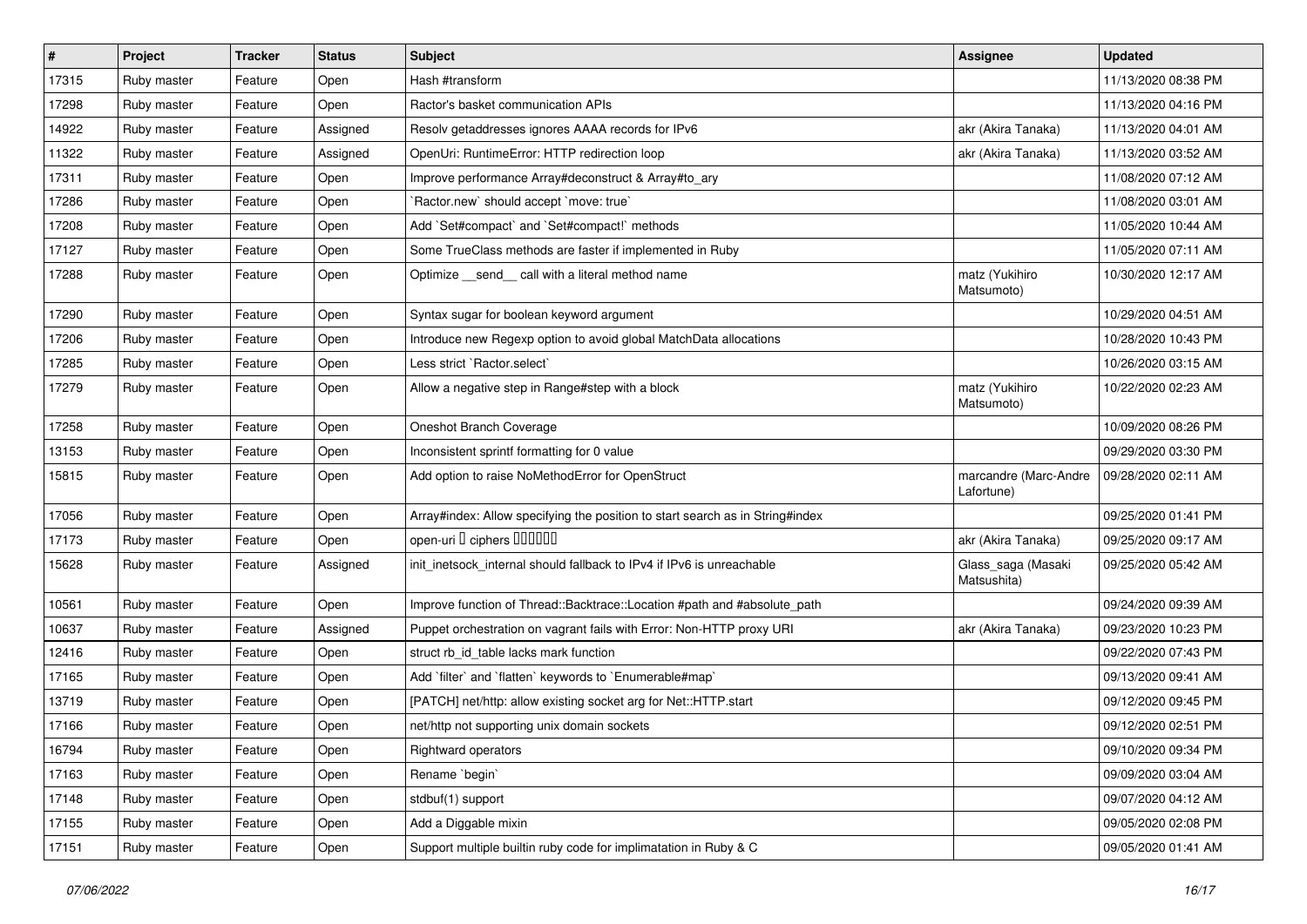| # | Project | Tracker | Status | Subject | Assignee | Updated |
|---|---|---|---|---|---|---|
| 17315 | Ruby master | Feature | Open | Hash #transform | | 11/13/2020 08:38 PM |
| 17298 | Ruby master | Feature | Open | Ractor's basket communication APIs | | 11/13/2020 04:16 PM |
| 14922 | Ruby master | Feature | Assigned | Resolv getaddresses ignores AAAA records for IPv6 | akr (Akira Tanaka) | 11/13/2020 04:01 AM |
| 11322 | Ruby master | Feature | Assigned | OpenUri: RuntimeError: HTTP redirection loop | akr (Akira Tanaka) | 11/13/2020 03:52 AM |
| 17311 | Ruby master | Feature | Open | Improve performance Array#deconstruct & Array#to_ary | | 11/08/2020 07:12 AM |
| 17286 | Ruby master | Feature | Open | `Ractor.new` should accept `move: true` | | 11/08/2020 03:01 AM |
| 17208 | Ruby master | Feature | Open | Add `Set#compact` and `Set#compact!` methods | | 11/05/2020 10:44 AM |
| 17127 | Ruby master | Feature | Open | Some TrueClass methods are faster if implemented in Ruby | | 11/05/2020 07:11 AM |
| 17288 | Ruby master | Feature | Open | Optimize __send__ call with a literal method name | matz (Yukihiro Matsumoto) | 10/30/2020 12:17 AM |
| 17290 | Ruby master | Feature | Open | Syntax sugar for boolean keyword argument | | 10/29/2020 04:51 AM |
| 17206 | Ruby master | Feature | Open | Introduce new Regexp option to avoid global MatchData allocations | | 10/28/2020 10:43 PM |
| 17285 | Ruby master | Feature | Open | Less strict `Ractor.select` | | 10/26/2020 03:15 AM |
| 17279 | Ruby master | Feature | Open | Allow a negative step in Range#step with a block | matz (Yukihiro Matsumoto) | 10/22/2020 02:23 AM |
| 17258 | Ruby master | Feature | Open | Oneshot Branch Coverage | | 10/09/2020 08:26 PM |
| 13153 | Ruby master | Feature | Open | Inconsistent sprintf formatting for 0 value | | 09/29/2020 03:30 PM |
| 15815 | Ruby master | Feature | Open | Add option to raise NoMethodError for OpenStruct | marcandre (Marc-Andre Lafortune) | 09/28/2020 02:11 AM |
| 17056 | Ruby master | Feature | Open | Array#index: Allow specifying the position to start search as in String#index | | 09/25/2020 01:41 PM |
| 17173 | Ruby master | Feature | Open | open-uri で ciphers を設定したい | akr (Akira Tanaka) | 09/25/2020 09:17 AM |
| 15628 | Ruby master | Feature | Assigned | init_inetsock_internal should fallback to IPv4 if IPv6 is unreachable | Glass_saga (Masaki Matsushita) | 09/25/2020 05:42 AM |
| 10561 | Ruby master | Feature | Open | Improve function of Thread::Backtrace::Location #path and #absolute_path | | 09/24/2020 09:39 AM |
| 10637 | Ruby master | Feature | Assigned | Puppet orchestration on vagrant fails with Error: Non-HTTP proxy URI | akr (Akira Tanaka) | 09/23/2020 10:23 PM |
| 12416 | Ruby master | Feature | Open | struct rb_id_table lacks mark function | | 09/22/2020 07:43 PM |
| 17165 | Ruby master | Feature | Open | Add `filter` and `flatten` keywords to `Enumerable#map` | | 09/13/2020 09:41 AM |
| 13719 | Ruby master | Feature | Open | [PATCH] net/http: allow existing socket arg for Net::HTTP.start | | 09/12/2020 09:45 PM |
| 17166 | Ruby master | Feature | Open | net/http not supporting unix domain sockets | | 09/12/2020 02:51 PM |
| 16794 | Ruby master | Feature | Open | Rightward operators | | 09/10/2020 09:34 PM |
| 17163 | Ruby master | Feature | Open | Rename `begin` | | 09/09/2020 03:04 AM |
| 17148 | Ruby master | Feature | Open | stdbuf(1) support | | 09/07/2020 04:12 AM |
| 17155 | Ruby master | Feature | Open | Add a Diggable mixin | | 09/05/2020 02:08 PM |
| 17151 | Ruby master | Feature | Open | Support multiple builtin ruby code for implimatation in Ruby & C | | 09/05/2020 01:41 AM |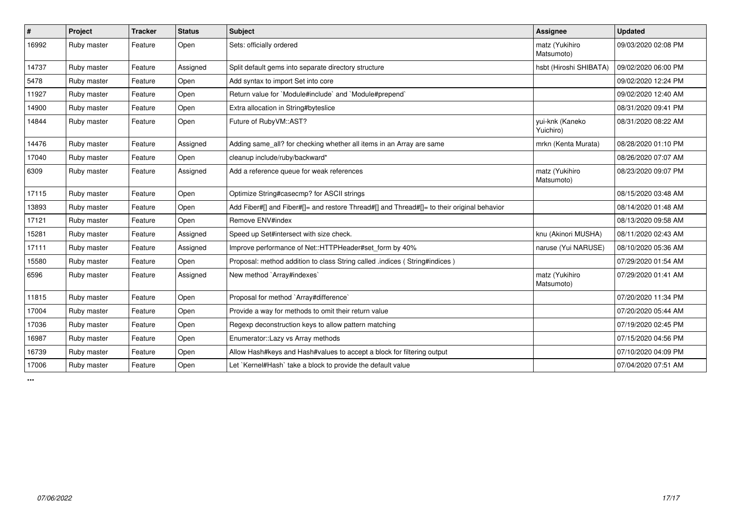| # | Project | Tracker | Status | Subject | Assignee | Updated |
| --- | --- | --- | --- | --- | --- | --- |
| 16992 | Ruby master | Feature | Open | Sets: officially ordered | matz (Yukihiro Matsumoto) | 09/03/2020 02:08 PM |
| 14737 | Ruby master | Feature | Assigned | Split default gems into separate directory structure | hsbt (Hiroshi SHIBATA) | 09/02/2020 06:00 PM |
| 5478 | Ruby master | Feature | Open | Add syntax to import Set into core | | 09/02/2020 12:24 PM |
| 11927 | Ruby master | Feature | Open | Return value for `Module#include` and `Module#prepend` | | 09/02/2020 12:40 AM |
| 14900 | Ruby master | Feature | Open | Extra allocation in String#byteslice | | 08/31/2020 09:41 PM |
| 14844 | Ruby master | Feature | Open | Future of RubyVM::AST? | yui-knk (Kaneko Yuichiro) | 08/31/2020 08:22 AM |
| 14476 | Ruby master | Feature | Assigned | Adding same_all? for checking whether all items in an Array are same | mrkn (Kenta Murata) | 08/28/2020 01:10 PM |
| 17040 | Ruby master | Feature | Open | cleanup include/ruby/backward* | | 08/26/2020 07:07 AM |
| 6309 | Ruby master | Feature | Assigned | Add a reference queue for weak references | matz (Yukihiro Matsumoto) | 08/23/2020 09:07 PM |
| 17115 | Ruby master | Feature | Open | Optimize String#casecmp? for ASCII strings | | 08/15/2020 03:48 AM |
| 13893 | Ruby master | Feature | Open | Add Fiber#[] and Fiber#[]= and restore Thread#[] and Thread#[]= to their original behavior | | 08/14/2020 01:48 AM |
| 17121 | Ruby master | Feature | Open | Remove ENV#index | | 08/13/2020 09:58 AM |
| 15281 | Ruby master | Feature | Assigned | Speed up Set#intersect with size check. | knu (Akinori MUSHA) | 08/11/2020 02:43 AM |
| 17111 | Ruby master | Feature | Assigned | Improve performance of Net::HTTPHeader#set_form by 40% | naruse (Yui NARUSE) | 08/10/2020 05:36 AM |
| 15580 | Ruby master | Feature | Open | Proposal: method addition to class String called .indices ( String#indices ) | | 07/29/2020 01:54 AM |
| 6596 | Ruby master | Feature | Assigned | New method `Array#indexes` | matz (Yukihiro Matsumoto) | 07/29/2020 01:41 AM |
| 11815 | Ruby master | Feature | Open | Proposal for method `Array#difference` | | 07/20/2020 11:34 PM |
| 17004 | Ruby master | Feature | Open | Provide a way for methods to omit their return value | | 07/20/2020 05:44 AM |
| 17036 | Ruby master | Feature | Open | Regexp deconstruction keys to allow pattern matching | | 07/19/2020 02:45 PM |
| 16987 | Ruby master | Feature | Open | Enumerator::Lazy vs Array methods | | 07/15/2020 04:56 PM |
| 16739 | Ruby master | Feature | Open | Allow Hash#keys and Hash#values to accept a block for filtering output | | 07/10/2020 04:09 PM |
| 17006 | Ruby master | Feature | Open | Let `Kernel#Hash` take a block to provide the default value | | 07/04/2020 07:51 AM |

...